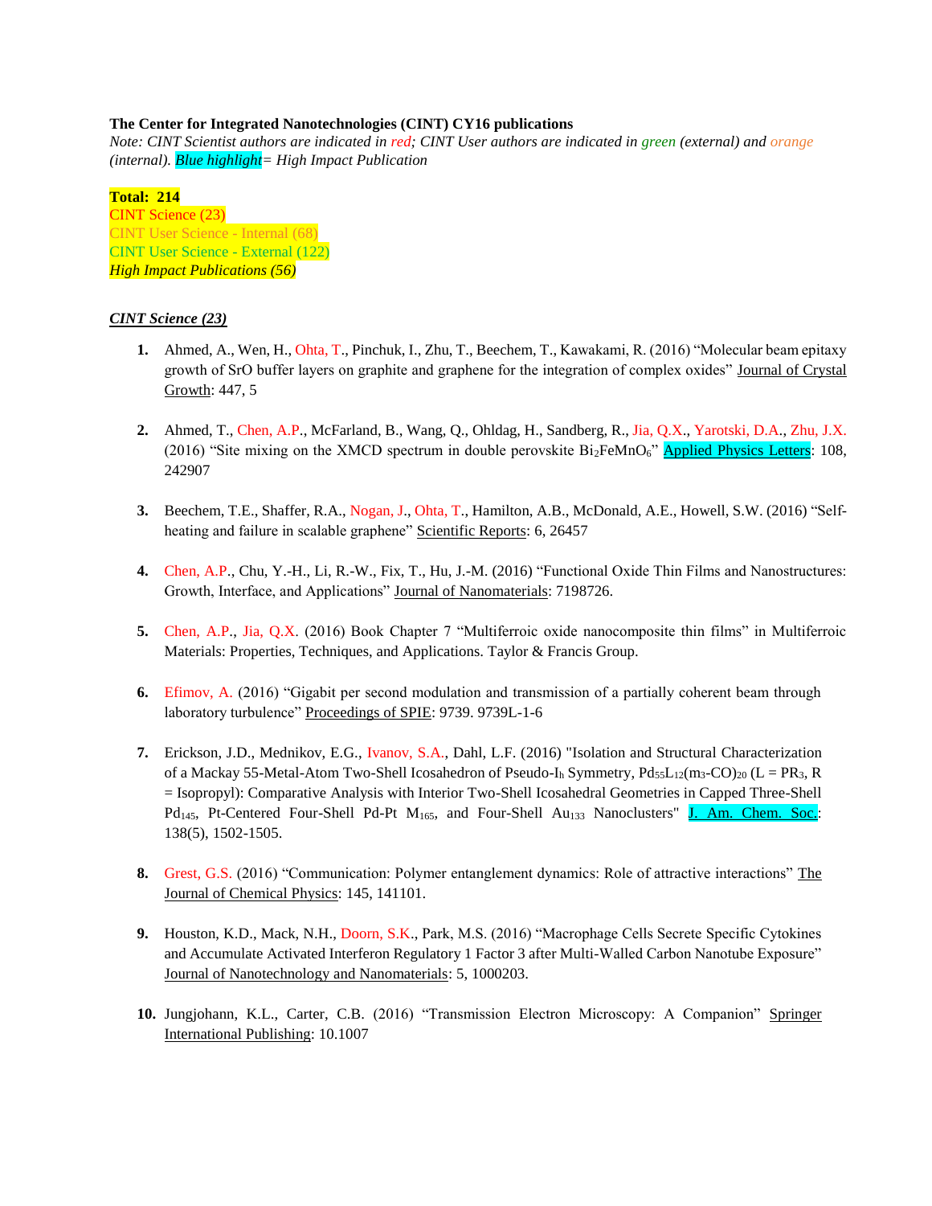**The Center for Integrated Nanotechnologies (CINT) CY16 publications**

*Note: CINT Scientist authors are indicated in red; CINT User authors are indicated in green (external) and orange (internal). Blue highlight= High Impact Publication*

**Total: 214**
CINT Science (23)
CINT User Science - Internal (68)
CINT User Science - External (122)
*High Impact Publications (56)*

***CINT Science (23)***

1. Ahmed, A., Wen, H., Ohta, T., Pinchuk, I., Zhu, T., Beechem, T., Kawakami, R. (2016) "Molecular beam epitaxy growth of SrO buffer layers on graphite and graphene for the integration of complex oxides" Journal of Crystal Growth: 447, 5

2. Ahmed, T., Chen, A.P., McFarland, B., Wang, Q., Ohldag, H., Sandberg, R., Jia, Q.X., Yarotski, D.A., Zhu, J.X. (2016) "Site mixing on the XMCD spectrum in double perovskite $Bi_2FeMnO_6$" Applied Physics Letters: 108, 242907

3. Beechem, T.E., Shaffer, R.A., Nogan, J., Ohta, T., Hamilton, A.B., McDonald, A.E., Howell, S.W. (2016) "Self-heating and failure in scalable graphene" Scientific Reports: 6, 26457

4. Chen, A.P., Chu, Y.-H., Li, R.-W., Fix, T., Hu, J.-M. (2016) "Functional Oxide Thin Films and Nanostructures: Growth, Interface, and Applications" Journal of Nanomaterials: 7198726.

5. Chen, A.P., Jia, Q.X. (2016) Book Chapter 7 "Multiferroic oxide nanocomposite thin films" in Multiferroic Materials: Properties, Techniques, and Applications. Taylor & Francis Group.

6. Efimov, A. (2016) "Gigabit per second modulation and transmission of a partially coherent beam through laboratory turbulence" Proceedings of SPIE: 9739. 9739L-1-6

7. Erickson, J.D., Mednikov, E.G., Ivanov, S.A., Dahl, L.F. (2016) "Isolation and Structural Characterization of a Mackay 55-Metal-Atom Two-Shell Icosahedron of Pseudo-$I_h$ Symmetry, $Pd_{55}L_{12}(m_3\text{-}CO)_{20}$ (L = $PR_3$, R = Isopropyl): Comparative Analysis with Interior Two-Shell Icosahedral Geometries in Capped Three-Shell $Pd_{145}$, Pt-Centered Four-Shell Pd-Pt $M_{165}$, and Four-Shell $Au_{133}$ Nanoclusters" J. Am. Chem. Soc.: 138(5), 1502-1505.

8. Grest, G.S. (2016) "Communication: Polymer entanglement dynamics: Role of attractive interactions" The Journal of Chemical Physics: 145, 141101.

9. Houston, K.D., Mack, N.H., Doorn, S.K., Park, M.S. (2016) "Macrophage Cells Secrete Specific Cytokines and Accumulate Activated Interferon Regulatory 1 Factor 3 after Multi-Walled Carbon Nanotube Exposure" Journal of Nanotechnology and Nanomaterials: 5, 1000203.

10. Jungjohann, K.L., Carter, C.B. (2016) "Transmission Electron Microscopy: A Companion" Springer International Publishing: 10.1007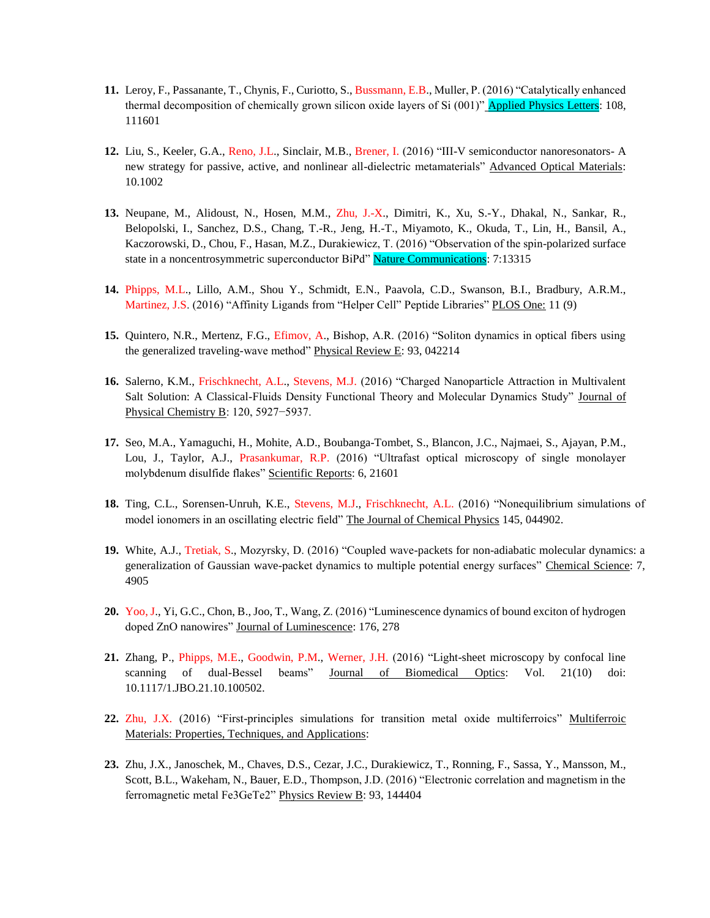11. Leroy, F., Passanante, T., Chynis, F., Curiotto, S., Bussmann, E.B., Muller, P. (2016) "Catalytically enhanced thermal decomposition of chemically grown silicon oxide layers of Si (001)" Applied Physics Letters: 108, 111601

12. Liu, S., Keeler, G.A., Reno, J.L., Sinclair, M.B., Brener, I. (2016) "III-V semiconductor nanoresonators- A new strategy for passive, active, and nonlinear all-dielectric metamaterials" Advanced Optical Materials: 10.1002

13. Neupane, M., Alidoust, N., Hosen, M.M., Zhu, J.-X., Dimitri, K., Xu, S.-Y., Dhakal, N., Sankar, R., Belopolski, I., Sanchez, D.S., Chang, T.-R., Jeng, H.-T., Miyamoto, K., Okuda, T., Lin, H., Bansil, A., Kaczorowski, D., Chou, F., Hasan, M.Z., Durakiewicz, T. (2016) "Observation of the spin-polarized surface state in a noncentrosymmetric superconductor BiPd" Nature Communications: 7:13315

14. Phipps, M.L., Lillo, A.M., Shou Y., Schmidt, E.N., Paavola, C.D., Swanson, B.I., Bradbury, A.R.M., Martinez, J.S. (2016) "Affinity Ligands from "Helper Cell" Peptide Libraries" PLOS One: 11 (9)

15. Quintero, N.R., Mertenz, F.G., Efimov, A., Bishop, A.R. (2016) "Soliton dynamics in optical fibers using the generalized traveling-wave method" Physical Review E: 93, 042214

16. Salerno, K.M., Frischknecht, A.L., Stevens, M.J. (2016) "Charged Nanoparticle Attraction in Multivalent Salt Solution: A Classical-Fluids Density Functional Theory and Molecular Dynamics Study" Journal of Physical Chemistry B: 120, 5927−5937.

17. Seo, M.A., Yamaguchi, H., Mohite, A.D., Boubanga-Tombet, S., Blancon, J.C., Najmaei, S., Ajayan, P.M., Lou, J., Taylor, A.J., Prasankumar, R.P. (2016) "Ultrafast optical microscopy of single monolayer molybdenum disulfide flakes" Scientific Reports: 6, 21601

18. Ting, C.L., Sorensen-Unruh, K.E., Stevens, M.J., Frischknecht, A.L. (2016) "Nonequilibrium simulations of model ionomers in an oscillating electric field" The Journal of Chemical Physics 145, 044902.

19. White, A.J., Tretiak, S., Mozyrsky, D. (2016) "Coupled wave-packets for non-adiabatic molecular dynamics: a generalization of Gaussian wave-packet dynamics to multiple potential energy surfaces" Chemical Science: 7, 4905

20. Yoo, J., Yi, G.C., Chon, B., Joo, T., Wang, Z. (2016) "Luminescence dynamics of bound exciton of hydrogen doped ZnO nanowires" Journal of Luminescence: 176, 278

21. Zhang, P., Phipps, M.E., Goodwin, P.M., Werner, J.H. (2016) "Light-sheet microscopy by confocal line scanning of dual-Bessel beams" Journal of Biomedical Optics: Vol. 21(10) doi: 10.1117/1.JBO.21.10.100502.

22. Zhu, J.X. (2016) "First-principles simulations for transition metal oxide multiferroics" Multiferroic Materials: Properties, Techniques, and Applications:

23. Zhu, J.X., Janoschek, M., Chaves, D.S., Cezar, J.C., Durakiewicz, T., Ronning, F., Sassa, Y., Mansson, M., Scott, B.L., Wakeham, N., Bauer, E.D., Thompson, J.D. (2016) "Electronic correlation and magnetism in the ferromagnetic metal $Fe_3GeTe_2$" Physics Review B: 93, 144404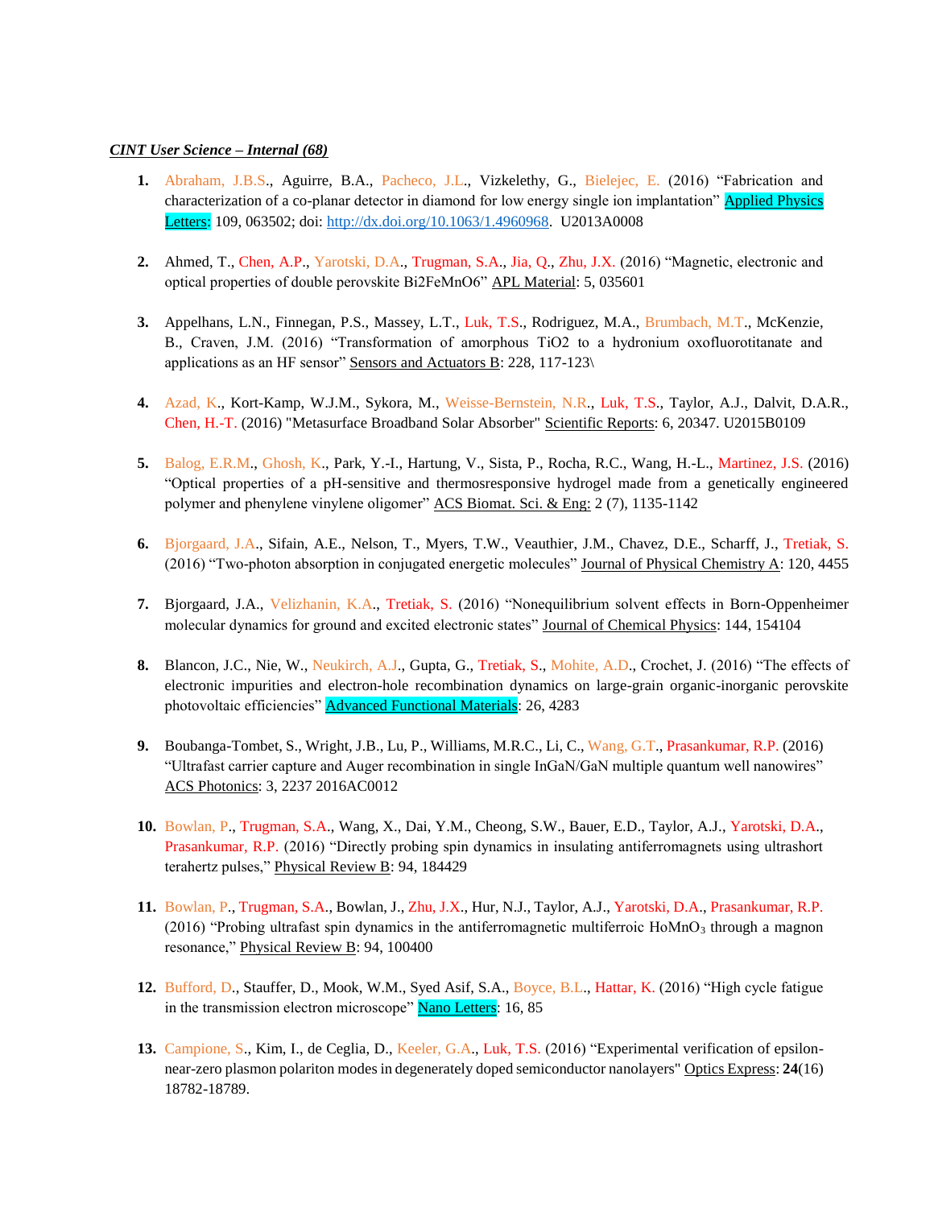***CINT User Science – Internal (68)***

1. Abraham, J.B.S., Aguirre, B.A., Pacheco, J.L., Vizkelethy, G., Bielejec, E. (2016) "Fabrication and characterization of a co-planar detector in diamond for low energy single ion implantation" Applied Physics Letters: 109, 063502; doi: http://dx.doi.org/10.1063/1.4960968. U2013A0008

2. Ahmed, T., Chen, A.P., Yarotski, D.A., Trugman, S.A., Jia, Q., Zhu, J.X. (2016) "Magnetic, electronic and optical properties of double perovskite $Bi_2FeMnO_6$" APL Material: 5, 035601

3. Appelhans, L.N., Finnegan, P.S., Massey, L.T., Luk, T.S., Rodriguez, M.A., Brumbach, M.T., McKenzie, B., Craven, J.M. (2016) "Transformation of amorphous $TiO_2$ to a hydronium oxofluorotitanate and applications as an HF sensor" Sensors and Actuators B: 228, 117-123\

4. Azad, K., Kort-Kamp, W.J.M., Sykora, M., Weisse-Bernstein, N.R., Luk, T.S., Taylor, A.J., Dalvit, D.A.R., Chen, H.-T. (2016) "Metasurface Broadband Solar Absorber" Scientific Reports: 6, 20347. U2015B0109

5. Balog, E.R.M., Ghosh, K., Park, Y.-I., Hartung, V., Sista, P., Rocha, R.C., Wang, H.-L., Martinez, J.S. (2016) "Optical properties of a pH-sensitive and thermosresponsive hydrogel made from a genetically engineered polymer and phenylene vinylene oligomer" ACS Biomat. Sci. & Eng: 2 (7), 1135-1142

6. Bjorgaard, J.A., Sifain, A.E., Nelson, T., Myers, T.W., Veauthier, J.M., Chavez, D.E., Scharff, J., Tretiak, S. (2016) "Two-photon absorption in conjugated energetic molecules" Journal of Physical Chemistry A: 120, 4455

7. Bjorgaard, J.A., Velizhanin, K.A., Tretiak, S. (2016) "Nonequilibrium solvent effects in Born-Oppenheimer molecular dynamics for ground and excited electronic states" Journal of Chemical Physics: 144, 154104

8. Blancon, J.C., Nie, W., Neukirch, A.J., Gupta, G., Tretiak, S., Mohite, A.D., Crochet, J. (2016) "The effects of electronic impurities and electron-hole recombination dynamics on large-grain organic-inorganic perovskite photovoltaic efficiencies" Advanced Functional Materials: 26, 4283

9. Boubanga-Tombet, S., Wright, J.B., Lu, P., Williams, M.R.C., Li, C., Wang, G.T., Prasankumar, R.P. (2016) "Ultrafast carrier capture and Auger recombination in single InGaN/GaN multiple quantum well nanowires" ACS Photonics: 3, 2237 2016AC0012

10. Bowlan, P., Trugman, S.A., Wang, X., Dai, Y.M., Cheong, S.W., Bauer, E.D., Taylor, A.J., Yarotski, D.A., Prasankumar, R.P. (2016) "Directly probing spin dynamics in insulating antiferromagnets using ultrashort terahertz pulses," Physical Review B: 94, 184429

11. Bowlan, P., Trugman, S.A., Bowlan, J., Zhu, J.X., Hur, N.J., Taylor, A.J., Yarotski, D.A., Prasankumar, R.P. (2016) "Probing ultrafast spin dynamics in the antiferromagnetic multiferroic $HoMnO_3$ through a magnon resonance," Physical Review B: 94, 100400

12. Bufford, D., Stauffer, D., Mook, W.M., Syed Asif, S.A., Boyce, B.L., Hattar, K. (2016) "High cycle fatigue in the transmission electron microscope" Nano Letters: 16, 85

13. Campione, S., Kim, I., de Ceglia, D., Keeler, G.A., Luk, T.S. (2016) "Experimental verification of epsilon-near-zero plasmon polariton modes in degenerately doped semiconductor nanolayers" Optics Express: **24**(16) 18782-18789.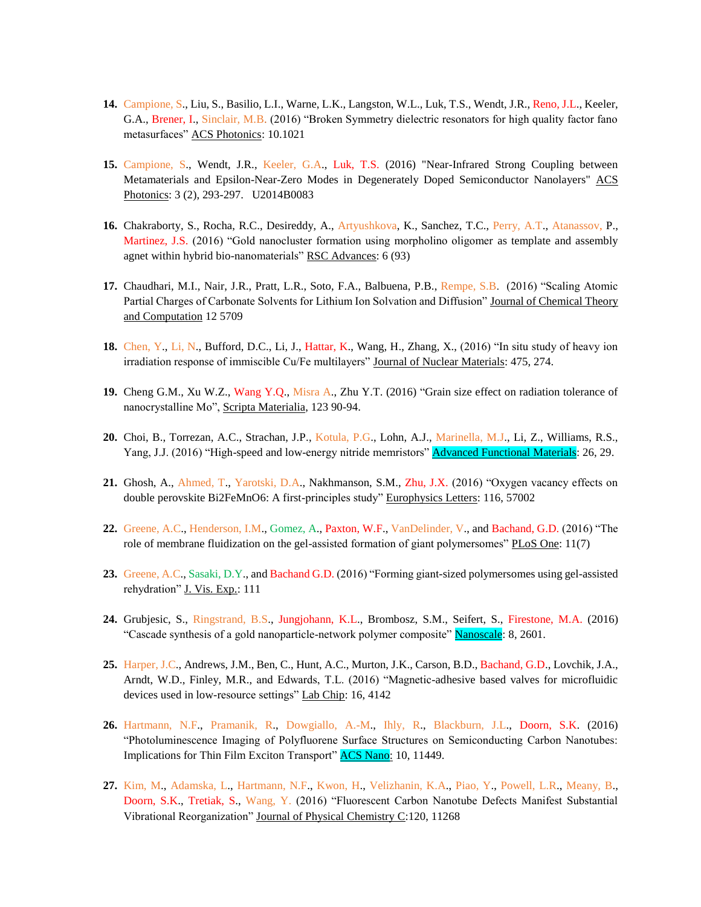14. Campione, S., Liu, S., Basilio, L.I., Warne, L.K., Langston, W.L., Luk, T.S., Wendt, J.R., Reno, J.L., Keeler, G.A., Brener, I., Sinclair, M.B. (2016) "Broken Symmetry dielectric resonators for high quality factor fano metasurfaces" ACS Photonics: 10.1021

15. Campione, S., Wendt, J.R., Keeler, G.A., Luk, T.S. (2016) "Near-Infrared Strong Coupling between Metamaterials and Epsilon-Near-Zero Modes in Degenerately Doped Semiconductor Nanolayers" ACS Photonics: 3 (2), 293-297.   U2014B0083

16. Chakraborty, S., Rocha, R.C., Desireddy, A., Artyushkova, K., Sanchez, T.C., Perry, A.T., Atanassov, P., Martinez, J.S. (2016) "Gold nanocluster formation using morpholino oligomer as template and assembly agnet within hybrid bio-nanomaterials" RSC Advances: 6 (93)

17. Chaudhari, M.I., Nair, J.R., Pratt, L.R., Soto, F.A., Balbuena, P.B., Rempe, S.B.  (2016) "Scaling Atomic Partial Charges of Carbonate Solvents for Lithium Ion Solvation and Diffusion" Journal of Chemical Theory and Computation 12 5709

18. Chen, Y., Li, N., Bufford, D.C., Li, J., Hattar, K., Wang, H., Zhang, X., (2016) "In situ study of heavy ion irradiation response of immiscible Cu/Fe multilayers" Journal of Nuclear Materials: 475, 274.

19. Cheng G.M., Xu W.Z., Wang Y.Q., Misra A., Zhu Y.T. (2016) "Grain size effect on radiation tolerance of nanocrystalline Mo", Scripta Materialia, 123 90-94.

20. Choi, B., Torrezan, A.C., Strachan, J.P., Kotula, P.G., Lohn, A.J., Marinella, M.J., Li, Z., Williams, R.S., Yang, J.J. (2016) "High-speed and low-energy nitride memristors" Advanced Functional Materials: 26, 29.

21. Ghosh, A., Ahmed, T., Yarotski, D.A., Nakhmanson, S.M., Zhu, J.X. (2016) "Oxygen vacancy effects on double perovskite Bi2FeMnO6: A first-principles study" Europhysics Letters: 116, 57002

22. Greene, A.C., Henderson, I.M., Gomez, A., Paxton, W.F., VanDelinder, V., and Bachand, G.D. (2016) "The role of membrane fluidization on the gel-assisted formation of giant polymersomes" PLoS One: 11(7)

23. Greene, A.C., Sasaki, D.Y., and Bachand G.D. (2016) "Forming giant-sized polymersomes using gel-assisted rehydration" J. Vis. Exp.: 111

24. Grubjesic, S., Ringstrand, B.S., Jungjohann, K.L., Brombosz, S.M., Seifert, S., Firestone, M.A. (2016) "Cascade synthesis of a gold nanoparticle-network polymer composite" Nanoscale: 8, 2601.

25. Harper, J.C., Andrews, J.M., Ben, C., Hunt, A.C., Murton, J.K., Carson, B.D., Bachand, G.D., Lovchik, J.A., Arndt, W.D., Finley, M.R., and Edwards, T.L. (2016) "Magnetic-adhesive based valves for microfluidic devices used in low-resource settings" Lab Chip: 16, 4142

26. Hartmann, N.F., Pramanik, R., Dowgiallo, A.-M., Ihly, R., Blackburn, J.L., Doorn, S.K. (2016) "Photoluminescence Imaging of Polyfluorene Surface Structures on Semiconducting Carbon Nanotubes: Implications for Thin Film Exciton Transport" ACS Nano: 10, 11449.

27. Kim, M., Adamska, L., Hartmann, N.F., Kwon, H., Velizhanin, K.A., Piao, Y., Powell, L.R., Meany, B., Doorn, S.K., Tretiak, S., Wang, Y. (2016) "Fluorescent Carbon Nanotube Defects Manifest Substantial Vibrational Reorganization" Journal of Physical Chemistry C:120, 11268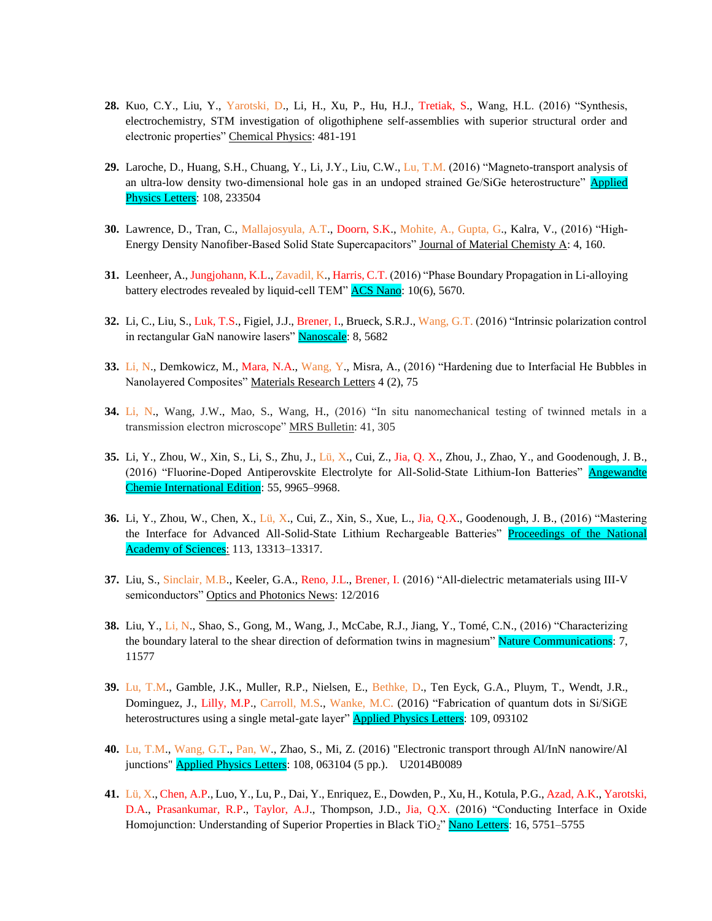28. Kuo, C.Y., Liu, Y., Yarotski, D., Li, H., Xu, P., Hu, H.J., Tretiak, S., Wang, H.L. (2016) "Synthesis, electrochemistry, STM investigation of oligothiphene self-assemblies with superior structural order and electronic properties" Chemical Physics: 481-191

29. Laroche, D., Huang, S.H., Chuang, Y., Li, J.Y., Liu, C.W., Lu, T.M. (2016) "Magneto-transport analysis of an ultra-low density two-dimensional hole gas in an undoped strained Ge/SiGe heterostructure" Applied Physics Letters: 108, 233504

30. Lawrence, D., Tran, C., Mallajosyula, A.T., Doorn, S.K., Mohite, A., Gupta, G., Kalra, V., (2016) "High-Energy Density Nanofiber-Based Solid State Supercapacitors" Journal of Material Chemisty A: 4, 160.

31. Leenheer, A., Jungjohann, K.L., Zavadil, K., Harris, C.T. (2016) "Phase Boundary Propagation in Li-alloying battery electrodes revealed by liquid-cell TEM" ACS Nano: 10(6), 5670.

32. Li, C., Liu, S., Luk, T.S., Figiel, J.J., Brener, I., Brueck, S.R.J., Wang, G.T. (2016) "Intrinsic polarization control in rectangular GaN nanowire lasers" Nanoscale: 8, 5682

33. Li, N., Demkowicz, M., Mara, N.A., Wang, Y., Misra, A., (2016) "Hardening due to Interfacial He Bubbles in Nanolayered Composites" Materials Research Letters 4 (2), 75

34. Li, N., Wang, J.W., Mao, S., Wang, H., (2016) "In situ nanomechanical testing of twinned metals in a transmission electron microscope" MRS Bulletin: 41, 305

35. Li, Y., Zhou, W., Xin, S., Li, S., Zhu, J., Lü, X., Cui, Z., Jia, Q. X., Zhou, J., Zhao, Y., and Goodenough, J. B., (2016) "Fluorine-Doped Antiperovskite Electrolyte for All-Solid-State Lithium-Ion Batteries" Angewandte Chemie International Edition: 55, 9965–9968.

36. Li, Y., Zhou, W., Chen, X., Lü, X., Cui, Z., Xin, S., Xue, L., Jia, Q.X., Goodenough, J. B., (2016) "Mastering the Interface for Advanced All-Solid-State Lithium Rechargeable Batteries" Proceedings of the National Academy of Sciences: 113, 13313–13317.

37. Liu, S., Sinclair, M.B., Keeler, G.A., Reno, J.L., Brener, I. (2016) "All-dielectric metamaterials using III-V semiconductors" Optics and Photonics News: 12/2016

38. Liu, Y., Li, N., Shao, S., Gong, M., Wang, J., McCabe, R.J., Jiang, Y., Tomé, C.N., (2016) "Characterizing the boundary lateral to the shear direction of deformation twins in magnesium" Nature Communications: 7, 11577

39. Lu, T.M., Gamble, J.K., Muller, R.P., Nielsen, E., Bethke, D., Ten Eyck, G.A., Pluym, T., Wendt, J.R., Dominguez, J., Lilly, M.P., Carroll, M.S., Wanke, M.C. (2016) "Fabrication of quantum dots in Si/SiGE heterostructures using a single metal-gate layer" Applied Physics Letters: 109, 093102

40. Lu, T.M., Wang, G.T., Pan, W., Zhao, S., Mi, Z. (2016) "Electronic transport through Al/InN nanowire/Al junctions" Applied Physics Letters: 108, 063104 (5 pp.). U2014B0089

41. Lü, X., Chen, A.P., Luo, Y., Lu, P., Dai, Y., Enriquez, E., Dowden, P., Xu, H., Kotula, P.G., Azad, A.K., Yarotski, D.A., Prasankumar, R.P., Taylor, A.J., Thompson, J.D., Jia, Q.X. (2016) "Conducting Interface in Oxide Homojunction: Understanding of Superior Properties in Black $TiO_2$" Nano Letters: 16, 5751–5755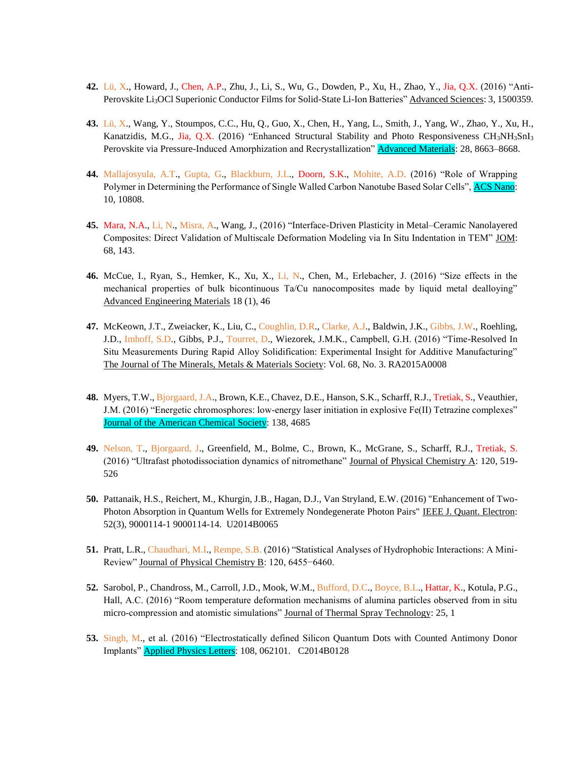42. Lü, X., Howard, J., Chen, A.P., Zhu, J., Li, S., Wu, G., Dowden, P., Xu, H., Zhao, Y., Jia, Q.X. (2016) "Anti-Perovskite $Li_3OCl$ Superionic Conductor Films for Solid-State Li-Ion Batteries" Advanced Sciences: 3, 1500359.

43. Lü, X., Wang, Y., Stoumpos, C.C., Hu, Q., Guo, X., Chen, H., Yang, L., Smith, J., Yang, W., Zhao, Y., Xu, H., Kanatzidis, M.G., Jia, Q.X. (2016) "Enhanced Structural Stability and Photo Responsiveness $CH_3NH_3SnI_3$ Perovskite via Pressure-Induced Amorphization and Recrystallization" Advanced Materials: 28, 8663–8668.

44. Mallajosyula, A.T., Gupta, G., Blackburn, J.L., Doorn, S.K., Mohite, A.D. (2016) "Role of Wrapping Polymer in Determining the Performance of Single Walled Carbon Nanotube Based Solar Cells", ACS Nano: 10, 10808.

45. Mara, N.A., Li, N., Misra, A., Wang, J., (2016) "Interface-Driven Plasticity in Metal–Ceramic Nanolayered Composites: Direct Validation of Multiscale Deformation Modeling via In Situ Indentation in TEM" JOM: 68, 143.

46. McCue, I., Ryan, S., Hemker, K., Xu, X., Li, N., Chen, M., Erlebacher, J. (2016) "Size effects in the mechanical properties of bulk bicontinuous Ta/Cu nanocomposites made by liquid metal dealloying" Advanced Engineering Materials 18 (1), 46

47. McKeown, J.T., Zweiacker, K., Liu, C., Coughlin, D.R., Clarke, A.J., Baldwin, J.K., Gibbs, J.W., Roehling, J.D., Imhoff, S.D., Gibbs, P.J., Tourret, D., Wiezorek, J.M.K., Campbell, G.H. (2016) "Time-Resolved In Situ Measurements During Rapid Alloy Solidification: Experimental Insight for Additive Manufacturing" The Journal of The Minerals, Metals & Materials Society: Vol. 68, No. 3. RA2015A0008

48. Myers, T.W., Bjorgaard, J.A., Brown, K.E., Chavez, D.E., Hanson, S.K., Scharff, R.J., Tretiak, S., Veauthier, J.M. (2016) "Energetic chromosphores: low-energy laser initiation in explosive Fe(II) Tetrazine complexes" Journal of the American Chemical Society: 138, 4685

49. Nelson, T., Bjorgaard, J., Greenfield, M., Bolme, C., Brown, K., McGrane, S., Scharff, R.J., Tretiak, S. (2016) "Ultrafast photodissociation dynamics of nitromethane" Journal of Physical Chemistry A: 120, 519-526

50. Pattanaik, H.S., Reichert, M., Khurgin, J.B., Hagan, D.J., Van Stryland, E.W. (2016) "Enhancement of Two-Photon Absorption in Quantum Wells for Extremely Nondegenerate Photon Pairs" IEEE J. Quant. Electron: 52(3), 9000114-1 9000114-14. U2014B0065

51. Pratt, L.R., Chaudhari, M.I., Rempe, S.B. (2016) "Statistical Analyses of Hydrophobic Interactions: A Mini-Review" Journal of Physical Chemistry B: 120, 6455−6460.

52. Sarobol, P., Chandross, M., Carroll, J.D., Mook, W.M., Bufford, D.C., Boyce, B.L., Hattar, K., Kotula, P.G., Hall, A.C. (2016) "Room temperature deformation mechanisms of alumina particles observed from in situ micro-compression and atomistic simulations" Journal of Thermal Spray Technology: 25, 1

53. Singh, M., et al. (2016) "Electrostatically defined Silicon Quantum Dots with Counted Antimony Donor Implants" Applied Physics Letters: 108, 062101. C2014B0128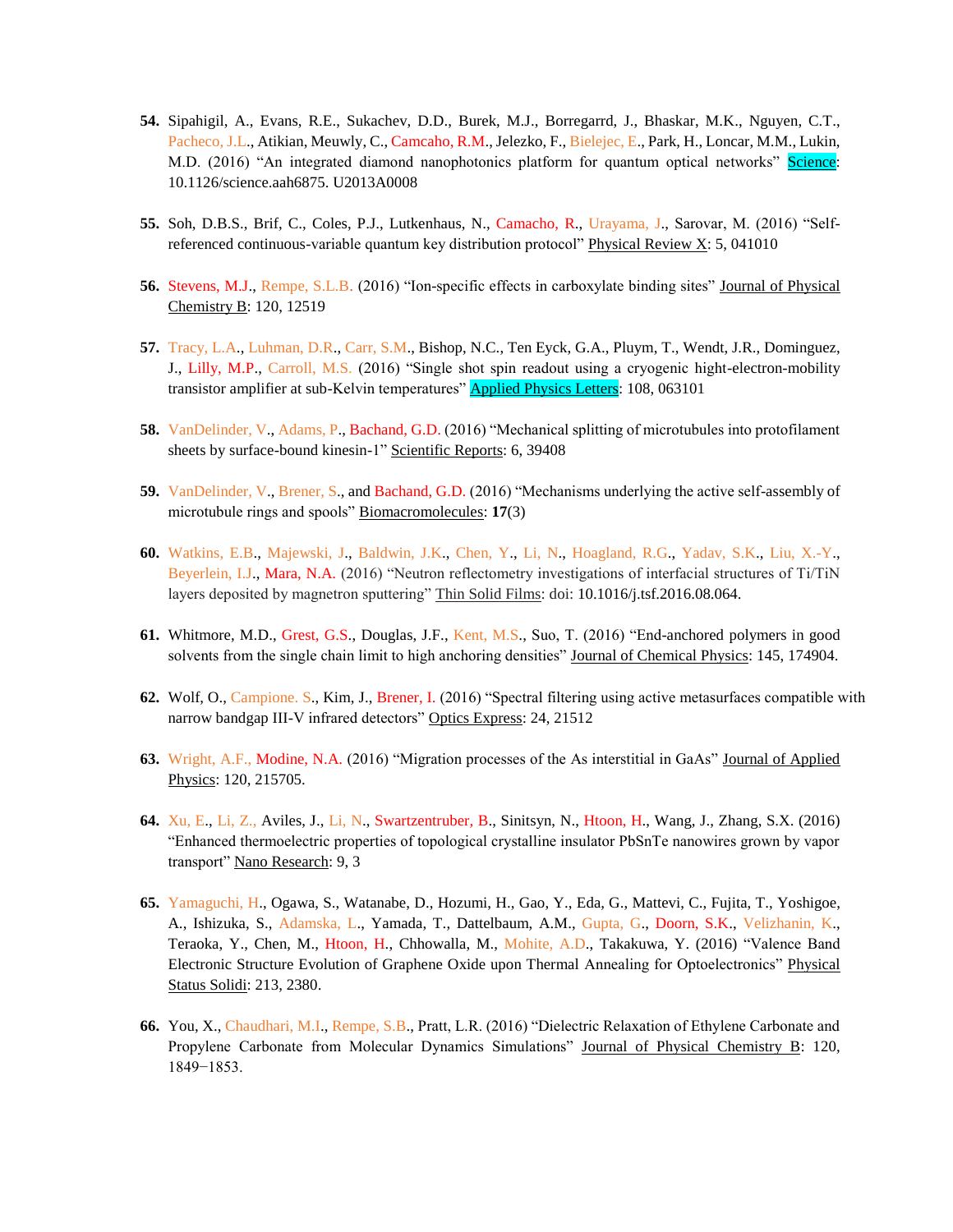54. Sipahigil, A., Evans, R.E., Sukachev, D.D., Burek, M.J., Borregarrd, J., Bhaskar, M.K., Nguyen, C.T., Pacheco, J.L., Atikian, Meuwly, C., Camcaho, R.M., Jelezko, F., Bielejec, E., Park, H., Loncar, M.M., Lukin, M.D. (2016) "An integrated diamond nanophotonics platform for quantum optical networks" Science: 10.1126/science.aah6875. U2013A0008

55. Soh, D.B.S., Brif, C., Coles, P.J., Lutkenhaus, N., Camacho, R., Urayama, J., Sarovar, M. (2016) "Self-referenced continuous-variable quantum key distribution protocol" Physical Review X: 5, 041010

56. Stevens, M.J., Rempe, S.L.B. (2016) "Ion-specific effects in carboxylate binding sites" Journal of Physical Chemistry B: 120, 12519

57. Tracy, L.A., Luhman, D.R., Carr, S.M., Bishop, N.C., Ten Eyck, G.A., Pluym, T., Wendt, J.R., Dominguez, J., Lilly, M.P., Carroll, M.S. (2016) "Single shot spin readout using a cryogenic hight-electron-mobility transistor amplifier at sub-Kelvin temperatures" Applied Physics Letters: 108, 063101

58. VanDelinder, V., Adams, P., Bachand, G.D. (2016) "Mechanical splitting of microtubules into protofilament sheets by surface-bound kinesin-1" Scientific Reports: 6, 39408

59. VanDelinder, V., Brener, S., and Bachand, G.D. (2016) "Mechanisms underlying the active self-assembly of microtubule rings and spools" Biomacromolecules: **17**(3)

60. Watkins, E.B., Majewski, J., Baldwin, J.K., Chen, Y., Li, N., Hoagland, R.G., Yadav, S.K., Liu, X.-Y., Beyerlein, I.J., Mara, N.A. (2016) "Neutron reflectometry investigations of interfacial structures of Ti/TiN layers deposited by magnetron sputtering" Thin Solid Films: doi: 10.1016/j.tsf.2016.08.064.

61. Whitmore, M.D., Grest, G.S., Douglas, J.F., Kent, M.S., Suo, T. (2016) "End-anchored polymers in good solvents from the single chain limit to high anchoring densities" Journal of Chemical Physics: 145, 174904.

62. Wolf, O., Campione. S., Kim, J., Brener, I. (2016) "Spectral filtering using active metasurfaces compatible with narrow bandgap III-V infrared detectors" Optics Express: 24, 21512

63. Wright, A.F., Modine, N.A. (2016) "Migration processes of the As interstitial in GaAs" Journal of Applied Physics: 120, 215705.

64. Xu, E., Li, Z., Aviles, J., Li, N., Swartzentruber, B., Sinitsyn, N., Htoon, H., Wang, J., Zhang, S.X. (2016) "Enhanced thermoelectric properties of topological crystalline insulator PbSnTe nanowires grown by vapor transport" Nano Research: 9, 3

65. Yamaguchi, H., Ogawa, S., Watanabe, D., Hozumi, H., Gao, Y., Eda, G., Mattevi, C., Fujita, T., Yoshigoe, A., Ishizuka, S., Adamska, L., Yamada, T., Dattelbaum, A.M., Gupta, G., Doorn, S.K., Velizhanin, K., Teraoka, Y., Chen, M., Htoon, H., Chhowalla, M., Mohite, A.D., Takakuwa, Y. (2016) "Valence Band Electronic Structure Evolution of Graphene Oxide upon Thermal Annealing for Optoelectronics" Physical Status Solidi: 213, 2380.

66. You, X., Chaudhari, M.I., Rempe, S.B., Pratt, L.R. (2016) "Dielectric Relaxation of Ethylene Carbonate and Propylene Carbonate from Molecular Dynamics Simulations" Journal of Physical Chemistry B: 120, 1849−1853.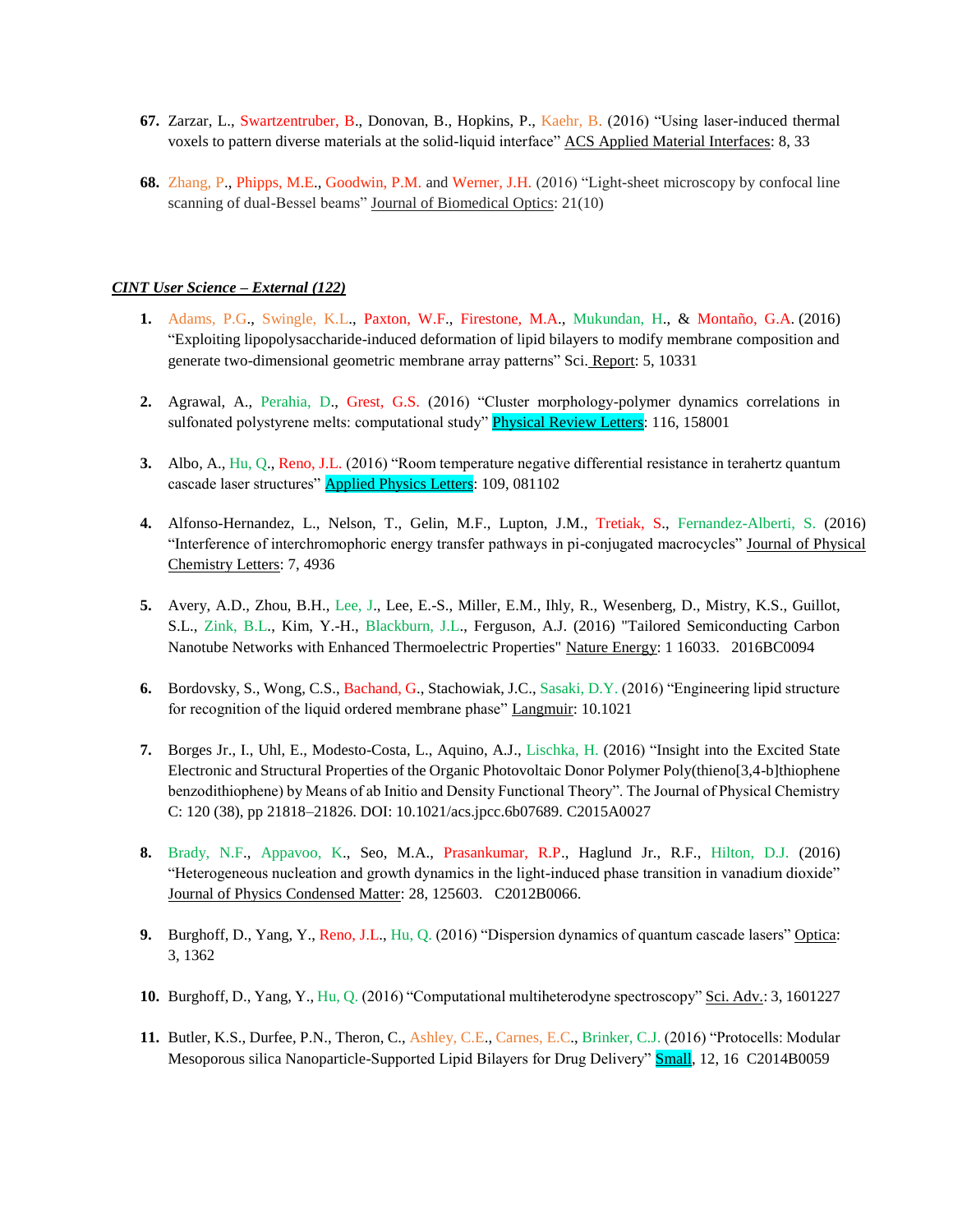67. Zarzar, L., Swartzentruber, B., Donovan, B., Hopkins, P., Kaehr, B. (2016) "Using laser-induced thermal voxels to pattern diverse materials at the solid-liquid interface" ACS Applied Material Interfaces: 8, 33

68. Zhang, P., Phipps, M.E., Goodwin, P.M. and Werner, J.H. (2016) "Light-sheet microscopy by confocal line scanning of dual-Bessel beams" Journal of Biomedical Optics: 21(10)

***CINT User Science – External (122)***

1. Adams, P.G., Swingle, K.L., Paxton, W.F., Firestone, M.A., Mukundan, H., & Montaño, G.A. (2016) "Exploiting lipopolysaccharide-induced deformation of lipid bilayers to modify membrane composition and generate two-dimensional geometric membrane array patterns" Sci. Report: 5, 10331

2. Agrawal, A., Perahia, D., Grest, G.S. (2016) "Cluster morphology-polymer dynamics correlations in sulfonated polystyrene melts: computational study" Physical Review Letters: 116, 158001

3. Albo, A., Hu, Q., Reno, J.L. (2016) "Room temperature negative differential resistance in terahertz quantum cascade laser structures" Applied Physics Letters: 109, 081102

4. Alfonso-Hernandez, L., Nelson, T., Gelin, M.F., Lupton, J.M., Tretiak, S., Fernandez-Alberti, S. (2016) "Interference of interchromophoric energy transfer pathways in pi-conjugated macrocycles" Journal of Physical Chemistry Letters: 7, 4936

5. Avery, A.D., Zhou, B.H., Lee, J., Lee, E.-S., Miller, E.M., Ihly, R., Wesenberg, D., Mistry, K.S., Guillot, S.L., Zink, B.L., Kim, Y.-H., Blackburn, J.L., Ferguson, A.J. (2016) "Tailored Semiconducting Carbon Nanotube Networks with Enhanced Thermoelectric Properties" Nature Energy: 1 16033. 2016BC0094

6. Bordovsky, S., Wong, C.S., Bachand, G., Stachowiak, J.C., Sasaki, D.Y. (2016) "Engineering lipid structure for recognition of the liquid ordered membrane phase" Langmuir: 10.1021

7. Borges Jr., I., Uhl, E., Modesto-Costa, L., Aquino, A.J., Lischka, H. (2016) "Insight into the Excited State Electronic and Structural Properties of the Organic Photovoltaic Donor Polymer Poly(thieno[3,4-b]thiophene benzodithiophene) by Means of ab Initio and Density Functional Theory". The Journal of Physical Chemistry C: 120 (38), pp 21818–21826. DOI: 10.1021/acs.jpcc.6b07689. C2015A0027

8. Brady, N.F., Appavoo, K., Seo, M.A., Prasankumar, R.P., Haglund Jr., R.F., Hilton, D.J. (2016) "Heterogeneous nucleation and growth dynamics in the light-induced phase transition in vanadium dioxide" Journal of Physics Condensed Matter: 28, 125603. C2012B0066.

9. Burghoff, D., Yang, Y., Reno, J.L., Hu, Q. (2016) "Dispersion dynamics of quantum cascade lasers" Optica: 3, 1362

10. Burghoff, D., Yang, Y., Hu, Q. (2016) "Computational multiheterodyne spectroscopy" Sci. Adv.: 3, 1601227

11. Butler, K.S., Durfee, P.N., Theron, C., Ashley, C.E., Carnes, E.C., Brinker, C.J. (2016) "Protocells: Modular Mesoporous silica Nanoparticle-Supported Lipid Bilayers for Drug Delivery" Small, 12, 16 C2014B0059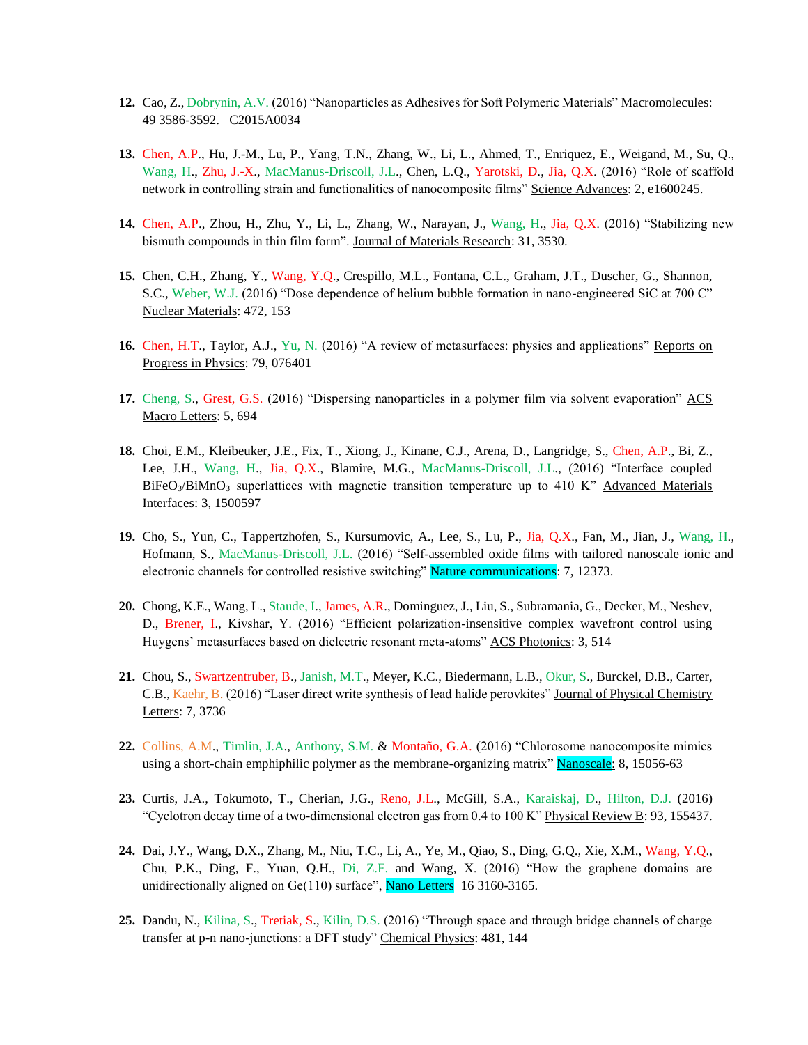12. Cao, Z., Dobrynin, A.V. (2016) "Nanoparticles as Adhesives for Soft Polymeric Materials" Macromolecules: 49 3586-3592. C2015A0034

13. Chen, A.P., Hu, J.-M., Lu, P., Yang, T.N., Zhang, W., Li, L., Ahmed, T., Enriquez, E., Weigand, M., Su, Q., Wang, H., Zhu, J.-X., MacManus-Driscoll, J.L., Chen, L.Q., Yarotski, D., Jia, Q.X. (2016) "Role of scaffold network in controlling strain and functionalities of nanocomposite films" Science Advances: 2, e1600245.

14. Chen, A.P., Zhou, H., Zhu, Y., Li, L., Zhang, W., Narayan, J., Wang, H., Jia, Q.X. (2016) "Stabilizing new bismuth compounds in thin film form". Journal of Materials Research: 31, 3530.

15. Chen, C.H., Zhang, Y., Wang, Y.Q., Crespillo, M.L., Fontana, C.L., Graham, J.T., Duscher, G., Shannon, S.C., Weber, W.J. (2016) "Dose dependence of helium bubble formation in nano-engineered SiC at 700 C" Nuclear Materials: 472, 153

16. Chen, H.T., Taylor, A.J., Yu, N. (2016) "A review of metasurfaces: physics and applications" Reports on Progress in Physics: 79, 076401

17. Cheng, S., Grest, G.S. (2016) "Dispersing nanoparticles in a polymer film via solvent evaporation" ACS Macro Letters: 5, 694

18. Choi, E.M., Kleibeuker, J.E., Fix, T., Xiong, J., Kinane, C.J., Arena, D., Langridge, S., Chen, A.P., Bi, Z., Lee, J.H., Wang, H., Jia, Q.X., Blamire, M.G., MacManus-Driscoll, J.L., (2016) "Interface coupled $BiFeO_3$/$BiMnO_3$ superlattices with magnetic transition temperature up to 410 K" Advanced Materials Interfaces: 3, 1500597

19. Cho, S., Yun, C., Tappertzhofen, S., Kursumovic, A., Lee, S., Lu, P., Jia, Q.X., Fan, M., Jian, J., Wang, H., Hofmann, S., MacManus-Driscoll, J.L. (2016) "Self-assembled oxide films with tailored nanoscale ionic and electronic channels for controlled resistive switching" Nature communications: 7, 12373.

20. Chong, K.E., Wang, L., Staude, I., James, A.R., Dominguez, J., Liu, S., Subramania, G., Decker, M., Neshev, D., Brener, I., Kivshar, Y. (2016) "Efficient polarization-insensitive complex wavefront control using Huygens' metasurfaces based on dielectric resonant meta-atoms" ACS Photonics: 3, 514

21. Chou, S., Swartzentruber, B., Janish, M.T., Meyer, K.C., Biedermann, L.B., Okur, S., Burckel, D.B., Carter, C.B., Kaehr, B. (2016) "Laser direct write synthesis of lead halide perovkites" Journal of Physical Chemistry Letters: 7, 3736

22. Collins, A.M., Timlin, J.A., Anthony, S.M. & Montaño, G.A. (2016) "Chlorosome nanocomposite mimics using a short-chain emphiphilic polymer as the membrane-organizing matrix" Nanoscale: 8, 15056-63

23. Curtis, J.A., Tokumoto, T., Cherian, J.G., Reno, J.L., McGill, S.A., Karaiskaj, D., Hilton, D.J. (2016) "Cyclotron decay time of a two-dimensional electron gas from 0.4 to 100 K" Physical Review B: 93, 155437.

24. Dai, J.Y., Wang, D.X., Zhang, M., Niu, T.C., Li, A., Ye, M., Qiao, S., Ding, G.Q., Xie, X.M., Wang, Y.Q., Chu, P.K., Ding, F., Yuan, Q.H., Di, Z.F. and Wang, X. (2016) "How the graphene domains are unidirectionally aligned on Ge(110) surface", Nano Letters 16 3160-3165.

25. Dandu, N., Kilina, S., Tretiak, S., Kilin, D.S. (2016) "Through space and through bridge channels of charge transfer at p-n nano-junctions: a DFT study" Chemical Physics: 481, 144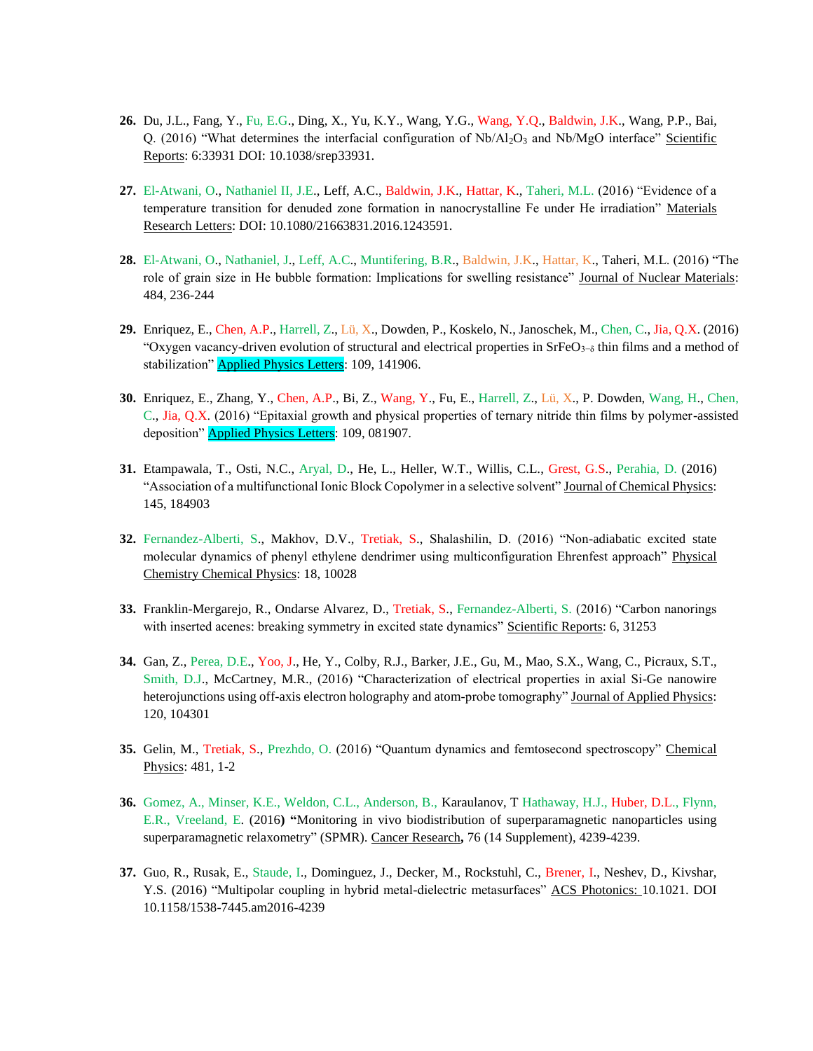26. Du, J.L., Fang, Y., Fu, E.G., Ding, X., Yu, K.Y., Wang, Y.G., Wang, Y.Q., Baldwin, J.K., Wang, P.P., Bai, Q. (2016) "What determines the interfacial configuration of Nb/$Al_2O_3$ and Nb/MgO interface" Scientific Reports: 6:33931 DOI: 10.1038/srep33931.

27. El-Atwani, O., Nathaniel II, J.E., Leff, A.C., Baldwin, J.K., Hattar, K., Taheri, M.L. (2016) "Evidence of a temperature transition for denuded zone formation in nanocrystalline Fe under He irradiation" Materials Research Letters: DOI: 10.1080/21663831.2016.1243591.

28. El-Atwani, O., Nathaniel, J., Leff, A.C., Muntifering, B.R., Baldwin, J.K., Hattar, K., Taheri, M.L. (2016) "The role of grain size in He bubble formation: Implications for swelling resistance" Journal of Nuclear Materials: 484, 236-244

29. Enriquez, E., Chen, A.P., Harrell, Z., Lü, X., Dowden, P., Koskelo, N., Janoschek, M., Chen, C., Jia, Q.X. (2016) "Oxygen vacancy-driven evolution of structural and electrical properties in $SrFeO_{3-\delta}$ thin films and a method of stabilization" Applied Physics Letters: 109, 141906.

30. Enriquez, E., Zhang, Y., Chen, A.P., Bi, Z., Wang, Y., Fu, E., Harrell, Z., Lü, X., P. Dowden, Wang, H., Chen, C., Jia, Q.X. (2016) "Epitaxial growth and physical properties of ternary nitride thin films by polymer-assisted deposition" Applied Physics Letters: 109, 081907.

31. Etampawala, T., Osti, N.C., Aryal, D., He, L., Heller, W.T., Willis, C.L., Grest, G.S., Perahia, D. (2016) "Association of a multifunctional Ionic Block Copolymer in a selective solvent" Journal of Chemical Physics: 145, 184903

32. Fernandez-Alberti, S., Makhov, D.V., Tretiak, S., Shalashilin, D. (2016) "Non-adiabatic excited state molecular dynamics of phenyl ethylene dendrimer using multiconfiguration Ehrenfest approach" Physical Chemistry Chemical Physics: 18, 10028

33. Franklin-Mergarejo, R., Ondarse Alvarez, D., Tretiak, S., Fernandez-Alberti, S. (2016) "Carbon nanorings with inserted acenes: breaking symmetry in excited state dynamics" Scientific Reports: 6, 31253

34. Gan, Z., Perea, D.E., Yoo, J., He, Y., Colby, R.J., Barker, J.E., Gu, M., Mao, S.X., Wang, C., Picraux, S.T., Smith, D.J., McCartney, M.R., (2016) "Characterization of electrical properties in axial Si-Ge nanowire heterojunctions using off-axis electron holography and atom-probe tomography" Journal of Applied Physics: 120, 104301

35. Gelin, M., Tretiak, S., Prezhdo, O. (2016) "Quantum dynamics and femtosecond spectroscopy" Chemical Physics: 481, 1-2

36. Gomez, A., Minser, K.E., Weldon, C.L., Anderson, B., Karaulanov, T Hathaway, H.J., Huber, D.L., Flynn, E.R., Vreeland, E. (2016**)** **"**Monitoring in vivo biodistribution of superparamagnetic nanoparticles using superparamagnetic relaxometry" (SPMR). Cancer Research**,** 76 (14 Supplement), 4239-4239.

37. Guo, R., Rusak, E., Staude, I., Dominguez, J., Decker, M., Rockstuhl, C., Brener, I., Neshev, D., Kivshar, Y.S. (2016) "Multipolar coupling in hybrid metal-dielectric metasurfaces" ACS Photonics: 10.1021. DOI 10.1158/1538-7445.am2016-4239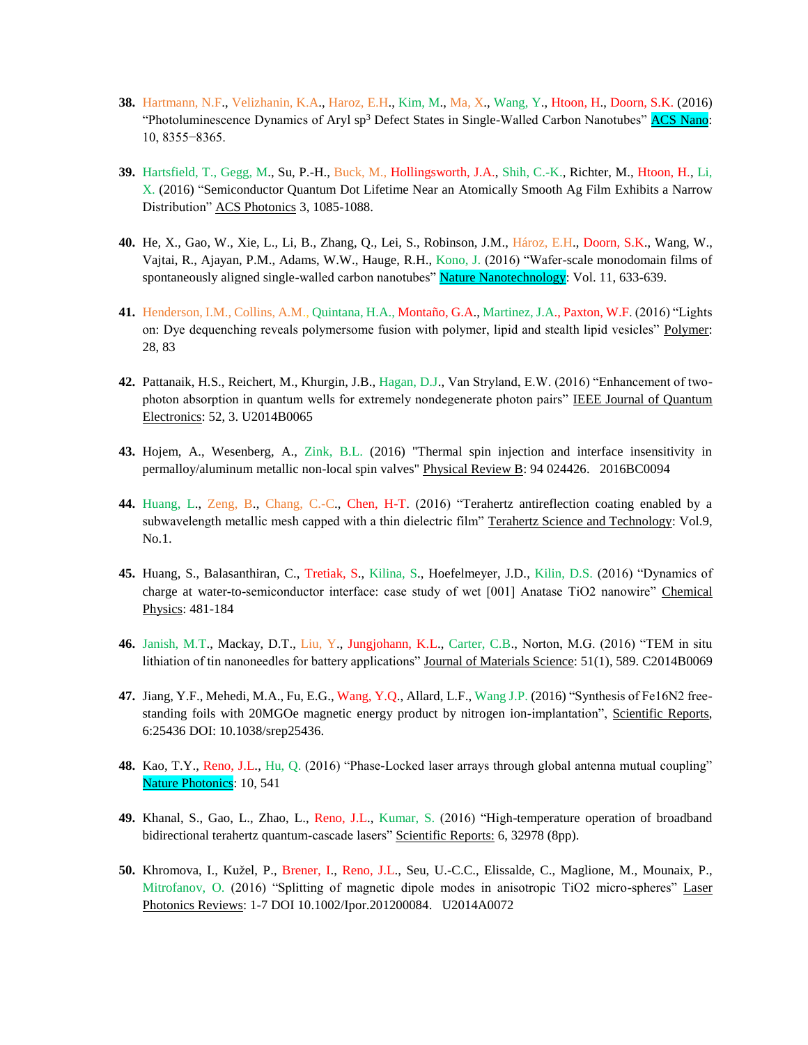38. Hartmann, N.F., Velizhanin, K.A., Haroz, E.H., Kim, M., Ma, X., Wang, Y., Htoon, H., Doorn, S.K. (2016) “Photoluminescence Dynamics of Aryl $sp^3$ Defect States in Single-Walled Carbon Nanotubes” ACS Nano: 10, 8355−8365.

39. Hartsfield, T., Gegg, M., Su, P.-H., Buck, M., Hollingsworth, J.A., Shih, C.-K., Richter, M., Htoon, H., Li, X. (2016) “Semiconductor Quantum Dot Lifetime Near an Atomically Smooth Ag Film Exhibits a Narrow Distribution” ACS Photonics 3, 1085-1088.

40. He, X., Gao, W., Xie, L., Li, B., Zhang, Q., Lei, S., Robinson, J.M., Háróz, E.H., Doorn, S.K., Wang, W., Vajtai, R., Ajayan, P.M., Adams, W.W., Hauge, R.H., Kono, J. (2016) “Wafer-scale monodomain films of spontaneously aligned single-walled carbon nanotubes” Nature Nanotechnology: Vol. 11, 633-639.

41. Henderson, I.M., Collins, A.M., Quintana, H.A., Montaño, G.A., Martinez, J.A., Paxton, W.F. (2016) “Lights on: Dye dequenching reveals polymersome fusion with polymer, lipid and stealth lipid vesicles” Polymer: 28, 83

42. Pattanaik, H.S., Reichert, M., Khurgin, J.B., Hagan, D.J., Van Stryland, E.W. (2016) “Enhancement of two-photon absorption in quantum wells for extremely nondegenerate photon pairs” IEEE Journal of Quantum Electronics: 52, 3. U2014B0065

43. Hojem, A., Wesenberg, A., Zink, B.L. (2016) "Thermal spin injection and interface insensitivity in permalloy/aluminum metallic non-local spin valves" Physical Review B: 94 024426. 2016BC0094

44. Huang, L., Zeng, B., Chang, C.-C., Chen, H-T. (2016) “Terahertz antireflection coating enabled by a subwavelength metallic mesh capped with a thin dielectric film” Terahertz Science and Technology: Vol.9, No.1.

45. Huang, S., Balasanthiran, C., Tretiak, S., Kilina, S., Hoefelmeyer, J.D., Kilin, D.S. (2016) “Dynamics of charge at water-to-semiconductor interface: case study of wet [001] Anatase $TiO_2$ nanowire” Chemical Physics: 481-184

46. Janish, M.T., Mackay, D.T., Liu, Y., Jungjohann, K.L., Carter, C.B., Norton, M.G. (2016) “TEM in situ lithiation of tin nanoneedles for battery applications” Journal of Materials Science: 51(1), 589. C2014B0069

47. Jiang, Y.F., Mehedi, M.A., Fu, E.G., Wang, Y.Q., Allard, L.F., Wang J.P. (2016) “Synthesis of $Fe_{16}N_2$ free-standing foils with 20MGOe magnetic energy product by nitrogen ion-implantation”, Scientific Reports, 6:25436 DOI: 10.1038/srep25436.

48. Kao, T.Y., Reno, J.L., Hu, Q. (2016) “Phase-Locked laser arrays through global antenna mutual coupling” Nature Photonics: 10, 541

49. Khanal, S., Gao, L., Zhao, L., Reno, J.L., Kumar, S. (2016) “High-temperature operation of broadband bidirectional terahertz quantum-cascade lasers” Scientific Reports: 6, 32978 (8pp).

50. Khromova, I., Kužel, P., Brener, I., Reno, J.L., Seu, U.-C.C., Elissalde, C., Maglione, M., Mounaix, P., Mitrofanov, O. (2016) “Splitting of magnetic dipole modes in anisotropic $TiO_2$ micro-spheres” Laser Photonics Reviews: 1-7 DOI 10.1002/Ipor.201200084. U2014A0072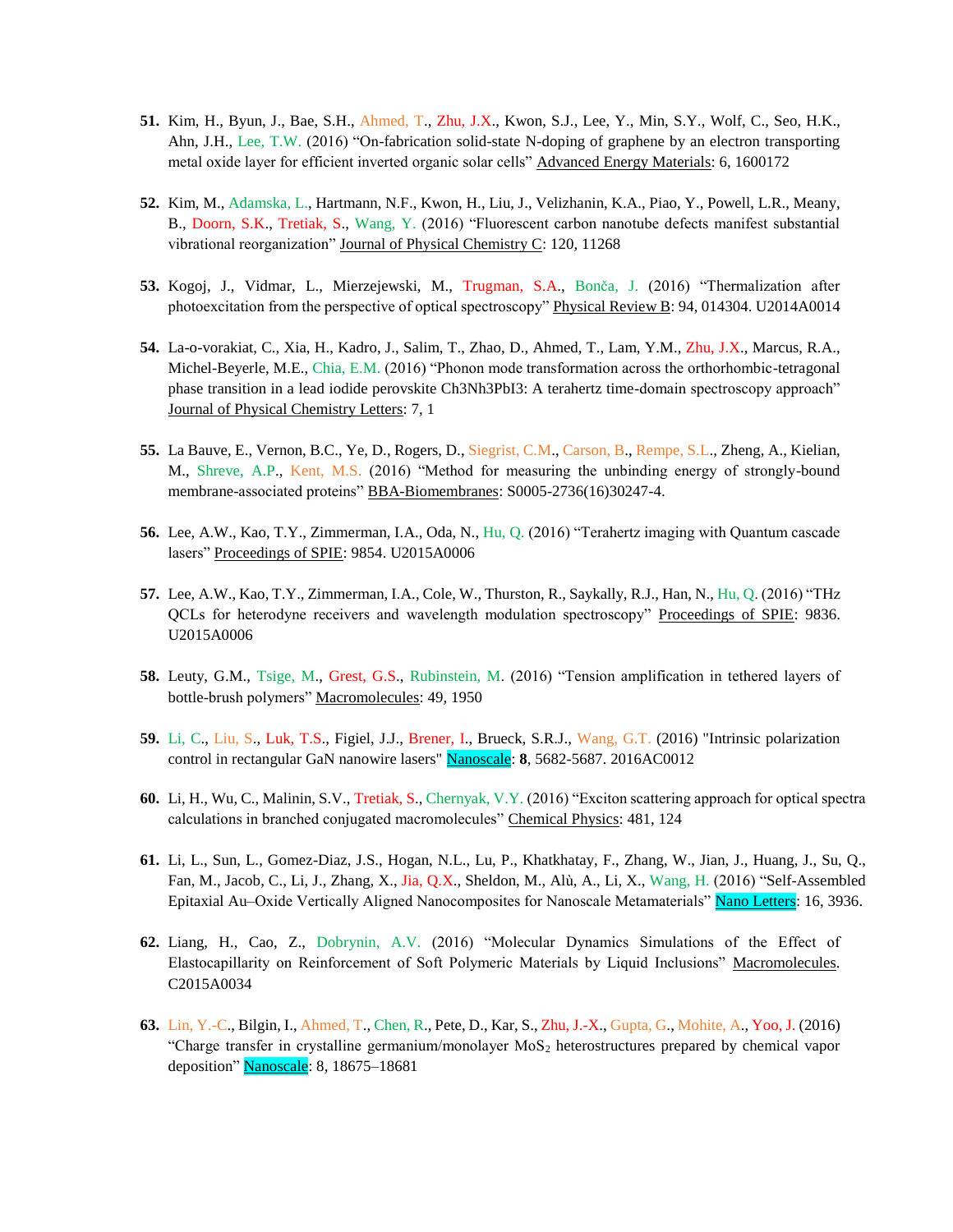**51.** Kim, H., Byun, J., Bae, S.H., Ahmed, T., Zhu, J.X., Kwon, S.J., Lee, Y., Min, S.Y., Wolf, C., Seo, H.K., Ahn, J.H., Lee, T.W. (2016) "On-fabrication solid-state N-doping of graphene by an electron transporting metal oxide layer for efficient inverted organic solar cells" Advanced Energy Materials: 6, 1600172

**52.** Kim, M., Adamska, L., Hartmann, N.F., Kwon, H., Liu, J., Velizhanin, K.A., Piao, Y., Powell, L.R., Meany, B., Doorn, S.K., Tretiak, S., Wang, Y. (2016) "Fluorescent carbon nanotube defects manifest substantial vibrational reorganization" Journal of Physical Chemistry C: 120, 11268

**53.** Kogoj, J., Vidmar, L., Mierzejewski, M., Trugman, S.A., Bonča, J. (2016) "Thermalization after photoexcitation from the perspective of optical spectroscopy" Physical Review B: 94, 014304. U2014A0014

**54.** La-o-vorakiat, C., Xia, H., Kadro, J., Salim, T., Zhao, D., Ahmed, T., Lam, Y.M., Zhu, J.X., Marcus, R.A., Michel-Beyerle, M.E., Chia, E.M. (2016) "Phonon mode transformation across the orthorhombic-tetragonal phase transition in a lead iodide perovskite Ch3Nh3PbI3: A terahertz time-domain spectroscopy approach" Journal of Physical Chemistry Letters: 7, 1

**55.** La Bauve, E., Vernon, B.C., Ye, D., Rogers, D., Siegrist, C.M., Carson, B., Rempe, S.L., Zheng, A., Kielian, M., Shreve, A.P., Kent, M.S. (2016) "Method for measuring the unbinding energy of strongly-bound membrane-associated proteins" BBA-Biomembranes: S0005-2736(16)30247-4.

**56.** Lee, A.W., Kao, T.Y., Zimmerman, I.A., Oda, N., Hu, Q. (2016) "Terahertz imaging with Quantum cascade lasers" Proceedings of SPIE: 9854. U2015A0006

**57.** Lee, A.W., Kao, T.Y., Zimmerman, I.A., Cole, W., Thurston, R., Saykally, R.J., Han, N., Hu, Q. (2016) "THz QCLs for heterodyne receivers and wavelength modulation spectroscopy" Proceedings of SPIE: 9836. U2015A0006

**58.** Leuty, G.M., Tsige, M., Grest, G.S., Rubinstein, M. (2016) "Tension amplification in tethered layers of bottle-brush polymers" Macromolecules: 49, 1950

**59.** Li, C., Liu, S., Luk, T.S., Figiel, J.J., Brener, I., Brueck, S.R.J., Wang, G.T. (2016) "Intrinsic polarization control in rectangular GaN nanowire lasers" Nanoscale: **8**, 5682-5687. 2016AC0012

**60.** Li, H., Wu, C., Malinin, S.V., Tretiak, S., Chernyak, V.Y. (2016) "Exciton scattering approach for optical spectra calculations in branched conjugated macromolecules" Chemical Physics: 481, 124

**61.** Li, L., Sun, L., Gomez-Diaz, J.S., Hogan, N.L., Lu, P., Khatkhatay, F., Zhang, W., Jian, J., Huang, J., Su, Q., Fan, M., Jacob, C., Li, J., Zhang, X., Jia, Q.X., Sheldon, M., Alù, A., Li, X., Wang, H. (2016) "Self-Assembled Epitaxial Au–Oxide Vertically Aligned Nanocomposites for Nanoscale Metamaterials" Nano Letters: 16, 3936.

**62.** Liang, H., Cao, Z., Dobrynin, A.V. (2016) "Molecular Dynamics Simulations of the Effect of Elastocapillarity on Reinforcement of Soft Polymeric Materials by Liquid Inclusions" Macromolecules. C2015A0034

**63.** Lin, Y.-C., Bilgin, I., Ahmed, T., Chen, R., Pete, D., Kar, S., Zhu, J.-X., Gupta, G., Mohite, A., Yoo, J. (2016) "Charge transfer in crystalline germanium/monolayer $MoS_2$ heterostructures prepared by chemical vapor deposition" Nanoscale: 8, 18675–18681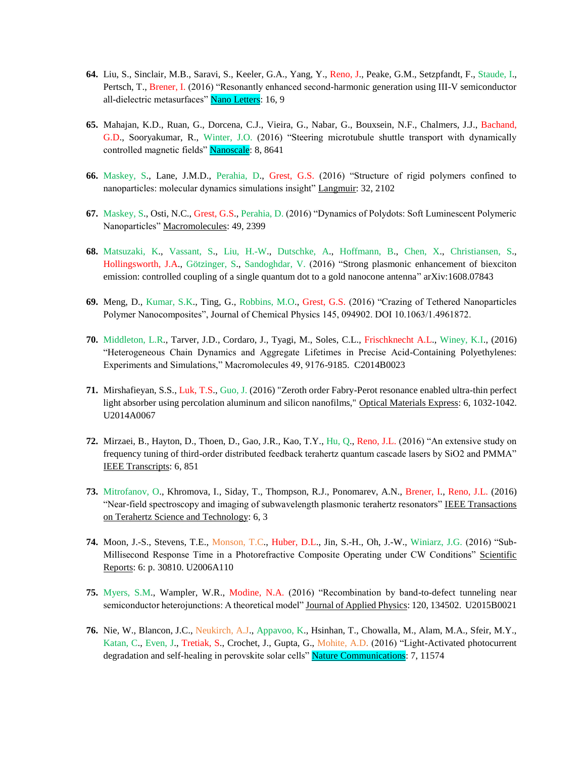64. Liu, S., Sinclair, M.B., Saravi, S., Keeler, G.A., Yang, Y., Reno, J., Peake, G.M., Setzpfandt, F., Staude, I., Pertsch, T., Brener, I. (2016) "Resonantly enhanced second-harmonic generation using III-V semiconductor all-dielectric metasurfaces" Nano Letters: 16, 9

65. Mahajan, K.D., Ruan, G., Dorcena, C.J., Vieira, G., Nabar, G., Bouxsein, N.F., Chalmers, J.J., Bachand, G.D., Sooryakumar, R., Winter, J.O. (2016) "Steering microtubule shuttle transport with dynamically controlled magnetic fields" Nanoscale: 8, 8641

66. Maskey, S., Lane, J.M.D., Perahia, D., Grest, G.S. (2016) "Structure of rigid polymers confined to nanoparticles: molecular dynamics simulations insight" Langmuir: 32, 2102

67. Maskey, S., Osti, N.C., Grest, G.S., Perahia, D. (2016) "Dynamics of Polydots: Soft Luminescent Polymeric Nanoparticles" Macromolecules: 49, 2399

68. Matsuzaki, K., Vassant, S., Liu, H.-W., Dutschke, A., Hoffmann, B., Chen, X., Christiansen, S., Hollingsworth, J.A., Götzinger, S., Sandoghdar, V. (2016) "Strong plasmonic enhancement of biexciton emission: controlled coupling of a single quantum dot to a gold nanocone antenna" arXiv:1608.07843

69. Meng, D., Kumar, S.K., Ting, G., Robbins, M.O., Grest, G.S. (2016) "Crazing of Tethered Nanoparticles Polymer Nanocomposites", Journal of Chemical Physics 145, 094902. DOI 10.1063/1.4961872.

70. Middleton, L.R., Tarver, J.D., Cordaro, J., Tyagi, M., Soles, C.L., Frischknecht A.L., Winey, K.I., (2016) "Heterogeneous Chain Dynamics and Aggregate Lifetimes in Precise Acid-Containing Polyethylenes: Experiments and Simulations," Macromolecules 49, 9176-9185. C2014B0023

71. Mirshafieyan, S.S., Luk, T.S., Guo, J. (2016) "Zeroth order Fabry-Perot resonance enabled ultra-thin perfect light absorber using percolation aluminum and silicon nanofilms," Optical Materials Express: 6, 1032-1042. U2014A0067

72. Mirzaei, B., Hayton, D., Thoen, D., Gao, J.R., Kao, T.Y., Hu, Q., Reno, J.L. (2016) "An extensive study on frequency tuning of third-order distributed feedback terahertz quantum cascade lasers by SiO2 and PMMA" IEEE Transcripts: 6, 851

73. Mitrofanov, O., Khromova, I., Siday, T., Thompson, R.J., Ponomarev, A.N., Brener, I., Reno, J.L. (2016) "Near-field spectroscopy and imaging of subwavelength plasmonic terahertz resonators" IEEE Transactions on Terahertz Science and Technology: 6, 3

74. Moon, J.-S., Stevens, T.E., Monson, T.C., Huber, D.L., Jin, S.-H., Oh, J.-W., Winiarz, J.G. (2016) "Sub-Millisecond Response Time in a Photorefractive Composite Operating under CW Conditions" Scientific Reports: 6: p. 30810. U2006A110

75. Myers, S.M., Wampler, W.R., Modine, N.A. (2016) "Recombination by band-to-defect tunneling near semiconductor heterojunctions: A theoretical model" Journal of Applied Physics: 120, 134502. U2015B0021

76. Nie, W., Blancon, J.C., Neukirch, A.J., Appavoo, K., Hsinhan, T., Chowalla, M., Alam, M.A., Sfeir, M.Y., Katan, C., Even, J., Tretiak, S., Crochet, J., Gupta, G., Mohite, A.D. (2016) "Light-Activated photocurrent degradation and self-healing in perovskite solar cells" Nature Communications: 7, 11574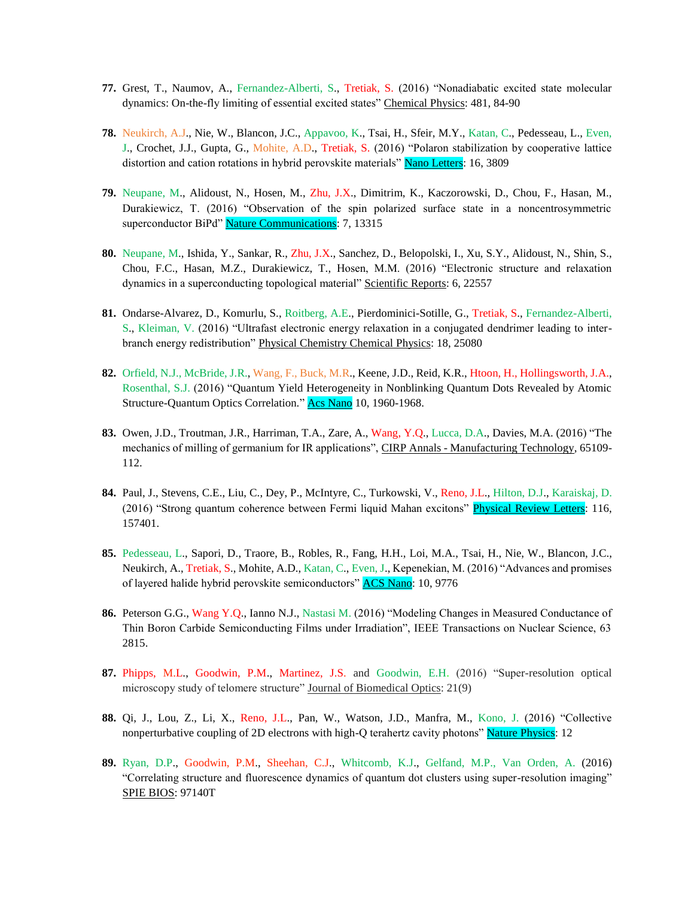77. Grest, T., Naumov, A., Fernandez-Alberti, S., Tretiak, S. (2016) "Nonadiabatic excited state molecular dynamics: On-the-fly limiting of essential excited states" Chemical Physics: 481, 84-90

78. Neukirch, A.J., Nie, W., Blancon, J.C., Appavoo, K., Tsai, H., Sfeir, M.Y., Katan, C., Pedesseau, L., Even, J., Crochet, J.J., Gupta, G., Mohite, A.D., Tretiak, S. (2016) "Polaron stabilization by cooperative lattice distortion and cation rotations in hybrid perovskite materials" Nano Letters: 16, 3809

79. Neupane, M., Alidoust, N., Hosen, M., Zhu, J.X., Dimitrim, K., Kaczorowski, D., Chou, F., Hasan, M., Durakiewicz, T. (2016) "Observation of the spin polarized surface state in a noncentrosymmetric superconductor BiPd" Nature Communications: 7, 13315

80. Neupane, M., Ishida, Y., Sankar, R., Zhu, J.X., Sanchez, D., Belopolski, I., Xu, S.Y., Alidoust, N., Shin, S., Chou, F.C., Hasan, M.Z., Durakiewicz, T., Hosen, M.M. (2016) "Electronic structure and relaxation dynamics in a superconducting topological material" Scientific Reports: 6, 22557

81. Ondarse-Alvarez, D., Komurlu, S., Roitberg, A.E., Pierdominici-Sotille, G., Tretiak, S., Fernandez-Alberti, S., Kleiman, V. (2016) "Ultrafast electronic energy relaxation in a conjugated dendrimer leading to inter-branch energy redistribution" Physical Chemistry Chemical Physics: 18, 25080

82. Orfield, N.J., McBride, J.R., Wang, F., Buck, M.R., Keene, J.D., Reid, K.R., Htoon, H., Hollingsworth, J.A., Rosenthal, S.J. (2016) "Quantum Yield Heterogeneity in Nonblinking Quantum Dots Revealed by Atomic Structure-Quantum Optics Correlation." Acs Nano 10, 1960-1968.

83. Owen, J.D., Troutman, J.R., Harriman, T.A., Zare, A., Wang, Y.Q., Lucca, D.A., Davies, M.A. (2016) "The mechanics of milling of germanium for IR applications", CIRP Annals - Manufacturing Technology, 65109-112.

84. Paul, J., Stevens, C.E., Liu, C., Dey, P., McIntyre, C., Turkowski, V., Reno, J.L., Hilton, D.J., Karaiskaj, D. (2016) "Strong quantum coherence between Fermi liquid Mahan excitons" Physical Review Letters: 116, 157401.

85. Pedesseau, L., Sapori, D., Traore, B., Robles, R., Fang, H.H., Loi, M.A., Tsai, H., Nie, W., Blancon, J.C., Neukirch, A., Tretiak, S., Mohite, A.D., Katan, C., Even, J., Kepenekian, M. (2016) "Advances and promises of layered halide hybrid perovskite semiconductors" ACS Nano: 10, 9776

86. Peterson G.G., Wang Y.Q., Ianno N.J., Nastasi M. (2016) "Modeling Changes in Measured Conductance of Thin Boron Carbide Semiconducting Films under Irradiation", IEEE Transactions on Nuclear Science, 63 2815.

87. Phipps, M.L., Goodwin, P.M., Martinez, J.S. and Goodwin, E.H. (2016) "Super-resolution optical microscopy study of telomere structure" Journal of Biomedical Optics: 21(9)

88. Qi, J., Lou, Z., Li, X., Reno, J.L., Pan, W., Watson, J.D., Manfra, M., Kono, J. (2016) "Collective nonperturbative coupling of 2D electrons with high-Q terahertz cavity photons" Nature Physics: 12

89. Ryan, D.P., Goodwin, P.M., Sheehan, C.J., Whitcomb, K.J., Gelfand, M.P., Van Orden, A. (2016) "Correlating structure and fluorescence dynamics of quantum dot clusters using super-resolution imaging" SPIE BIOS: 97140T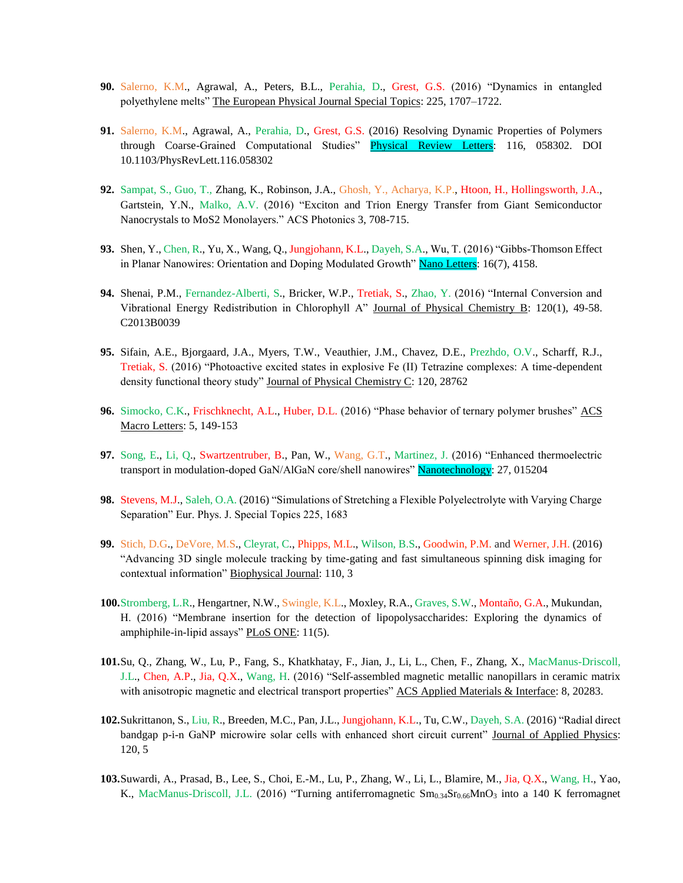90. Salerno, K.M., Agrawal, A., Peters, B.L., Perahia, D., Grest, G.S. (2016) "Dynamics in entangled polyethylene melts" The European Physical Journal Special Topics: 225, 1707–1722.

91. Salerno, K.M., Agrawal, A., Perahia, D., Grest, G.S. (2016) Resolving Dynamic Properties of Polymers through Coarse-Grained Computational Studies" Physical Review Letters: 116, 058302. DOI 10.1103/PhysRevLett.116.058302

92. Sampat, S., Guo, T., Zhang, K., Robinson, J.A., Ghosh, Y., Acharya, K.P., Htoon, H., Hollingsworth, J.A., Gartstein, Y.N., Malko, A.V. (2016) "Exciton and Trion Energy Transfer from Giant Semiconductor Nanocrystals to MoS2 Monolayers." ACS Photonics 3, 708-715.

93. Shen, Y., Chen, R., Yu, X., Wang, Q., Jungjohann, K.L., Dayeh, S.A., Wu, T. (2016) "Gibbs-Thomson Effect in Planar Nanowires: Orientation and Doping Modulated Growth" Nano Letters: 16(7), 4158.

94. Shenai, P.M., Fernandez-Alberti, S., Bricker, W.P., Tretiak, S., Zhao, Y. (2016) "Internal Conversion and Vibrational Energy Redistribution in Chlorophyll A" Journal of Physical Chemistry B: 120(1), 49-58. C2013B0039

95. Sifain, A.E., Bjorgaard, J.A., Myers, T.W., Veauthier, J.M., Chavez, D.E., Prezhdo, O.V., Scharff, R.J., Tretiak, S. (2016) "Photoactive excited states in explosive Fe (II) Tetrazine complexes: A time-dependent density functional theory study" Journal of Physical Chemistry C: 120, 28762

96. Simocko, C.K., Frischknecht, A.L., Huber, D.L. (2016) "Phase behavior of ternary polymer brushes" ACS Macro Letters: 5, 149-153

97. Song, E., Li, Q., Swartzentruber, B., Pan, W., Wang, G.T., Martinez, J. (2016) "Enhanced thermoelectric transport in modulation-doped GaN/AlGaN core/shell nanowires" Nanotechnology: 27, 015204

98. Stevens, M.J., Saleh, O.A. (2016) "Simulations of Stretching a Flexible Polyelectrolyte with Varying Charge Separation" Eur. Phys. J. Special Topics 225, 1683

99. Stich, D.G., DeVore, M.S., Cleyrat, C., Phipps, M.L., Wilson, B.S., Goodwin, P.M. and Werner, J.H. (2016) "Advancing 3D single molecule tracking by time-gating and fast simultaneous spinning disk imaging for contextual information" Biophysical Journal: 110, 3

100. Stromberg, L.R., Hengartner, N.W., Swingle, K.L., Moxley, R.A., Graves, S.W., Montaño, G.A., Mukundan, H. (2016) "Membrane insertion for the detection of lipopolysaccharides: Exploring the dynamics of amphiphile-in-lipid assays" PLoS ONE: 11(5).

101. Su, Q., Zhang, W., Lu, P., Fang, S., Khatkhatay, F., Jian, J., Li, L., Chen, F., Zhang, X., MacManus-Driscoll, J.L., Chen, A.P., Jia, Q.X., Wang, H. (2016) "Self-assembled magnetic metallic nanopillars in ceramic matrix with anisotropic magnetic and electrical transport properties" ACS Applied Materials & Interface: 8, 20283.

102. Sukrittanon, S., Liu, R., Breeden, M.C., Pan, J.L., Jungjohann, K.L., Tu, C.W., Dayeh, S.A. (2016) "Radial direct bandgap p-i-n GaNP microwire solar cells with enhanced short circuit current" Journal of Applied Physics: 120, 5

103. Suwardi, A., Prasad, B., Lee, S., Choi, E.-M., Lu, P., Zhang, W., Li, L., Blamire, M., Jia, Q.X., Wang, H., Yao, K., MacManus-Driscoll, J.L. (2016) "Turning antiferromagnetic $Sm_{0.34}Sr_{0.66}MnO_3$ into a 140 K ferromagnet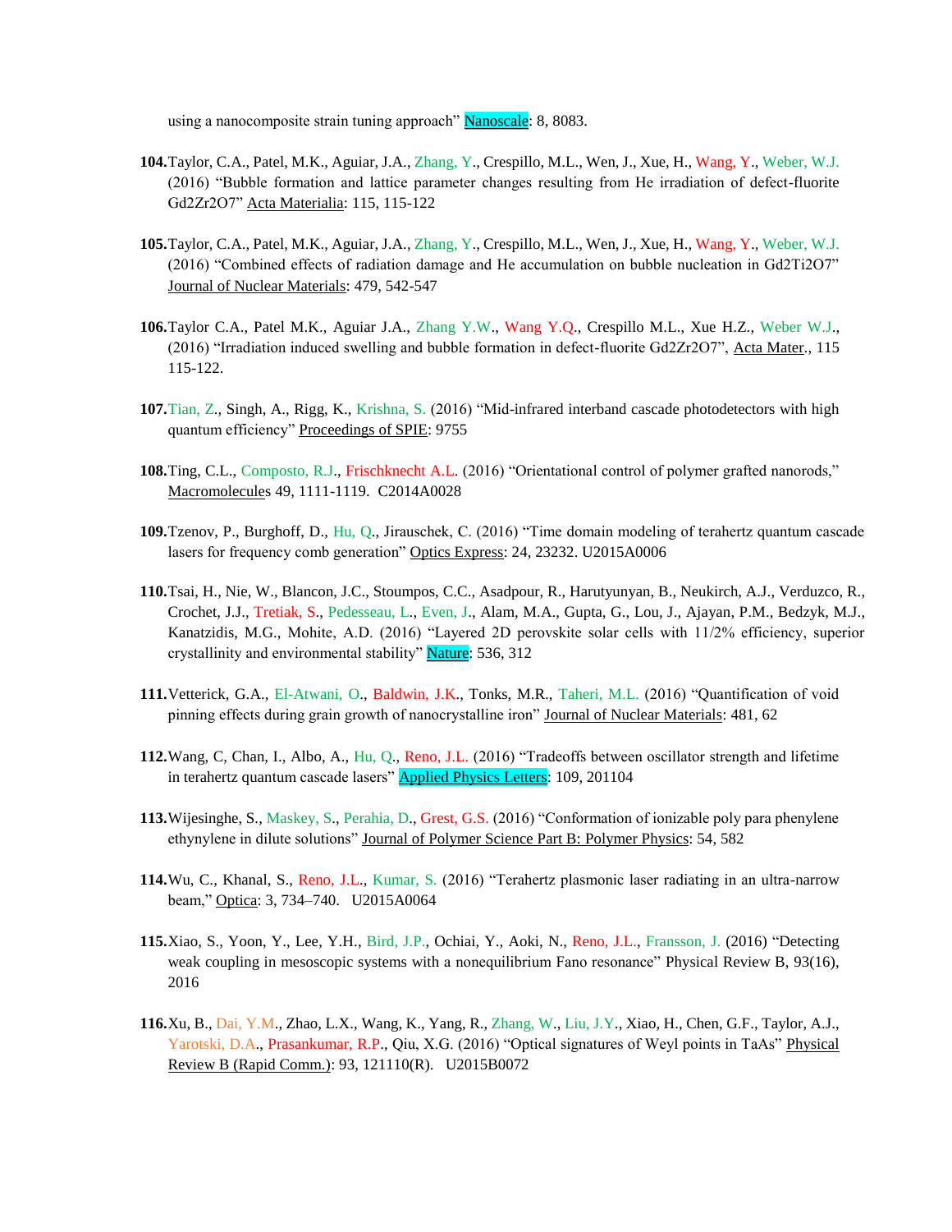using a nanocomposite strain tuning approach" Nanoscale: 8, 8083.

104. Taylor, C.A., Patel, M.K., Aguiar, J.A., Zhang, Y., Crespillo, M.L., Wen, J., Xue, H., Wang, Y., Weber, W.J. (2016) "Bubble formation and lattice parameter changes resulting from He irradiation of defect-fluorite $Gd_2Zr_2O_7$" Acta Materialia: 115, 115-122

105. Taylor, C.A., Patel, M.K., Aguiar, J.A., Zhang, Y., Crespillo, M.L., Wen, J., Xue, H., Wang, Y., Weber, W.J. (2016) "Combined effects of radiation damage and He accumulation on bubble nucleation in $Gd_2Ti_2O_7$" Journal of Nuclear Materials: 479, 542-547

106. Taylor C.A., Patel M.K., Aguiar J.A., Zhang Y.W., Wang Y.Q., Crespillo M.L., Xue H.Z., Weber W.J., (2016) "Irradiation induced swelling and bubble formation in defect-fluorite $Gd_2Zr_2O_7$", Acta Mater., 115 115-122.

107. Tian, Z., Singh, A., Rigg, K., Krishna, S. (2016) "Mid-infrared interband cascade photodetectors with high quantum efficiency" Proceedings of SPIE: 9755

108. Ting, C.L., Composto, R.J., Frischknecht A.L. (2016) "Orientational control of polymer grafted nanorods," Macromolecules 49, 1111-1119. C2014A0028

109. Tzenov, P., Burghoff, D., Hu, Q., Jirauschek, C. (2016) "Time domain modeling of terahertz quantum cascade lasers for frequency comb generation" Optics Express: 24, 23232. U2015A0006

110. Tsai, H., Nie, W., Blancon, J.C., Stoumpos, C.C., Asadpour, R., Harutyunyan, B., Neukirch, A.J., Verduzco, R., Crochet, J.J., Tretiak, S., Pedesseau, L., Even, J., Alam, M.A., Gupta, G., Lou, J., Ajayan, P.M., Bedzyk, M.J., Kanatzidis, M.G., Mohite, A.D. (2016) "Layered 2D perovskite solar cells with 11/2% efficiency, superior crystallinity and environmental stability" Nature: 536, 312

111. Vetterick, G.A., El-Atwani, O., Baldwin, J.K., Tonks, M.R., Taheri, M.L. (2016) "Quantification of void pinning effects during grain growth of nanocrystalline iron" Journal of Nuclear Materials: 481, 62

112. Wang, C, Chan, I., Albo, A., Hu, Q., Reno, J.L. (2016) "Tradeoffs between oscillator strength and lifetime in terahertz quantum cascade lasers" Applied Physics Letters: 109, 201104

113. Wijesinghe, S., Maskey, S., Perahia, D., Grest, G.S. (2016) "Conformation of ionizable poly para phenylene ethynylene in dilute solutions" Journal of Polymer Science Part B: Polymer Physics: 54, 582

114. Wu, C., Khanal, S., Reno, J.L., Kumar, S. (2016) "Terahertz plasmonic laser radiating in an ultra-narrow beam," Optica: 3, 734–740. U2015A0064

115. Xiao, S., Yoon, Y., Lee, Y.H., Bird, J.P., Ochiai, Y., Aoki, N., Reno, J.L., Fransson, J. (2016) "Detecting weak coupling in mesoscopic systems with a nonequilibrium Fano resonance" Physical Review B, 93(16), 2016

116. Xu, B., Dai, Y.M., Zhao, L.X., Wang, K., Yang, R., Zhang, W., Liu, J.Y., Xiao, H., Chen, G.F., Taylor, A.J., Yarotski, D.A., Prasankumar, R.P., Qiu, X.G. (2016) "Optical signatures of Weyl points in TaAs" Physical Review B (Rapid Comm.): 93, 121110(R). U2015B0072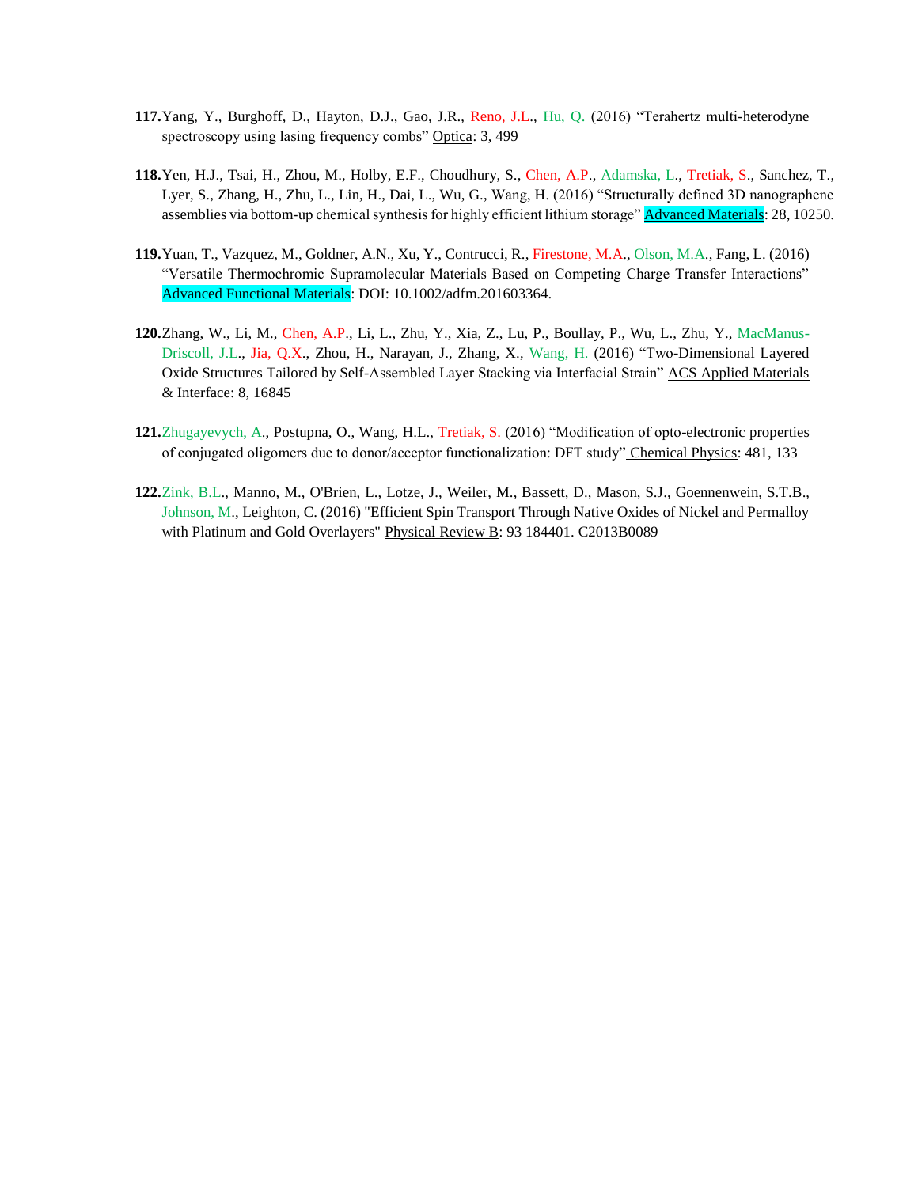117. Yang, Y., Burghoff, D., Hayton, D.J., Gao, J.R., Reno, J.L., Hu, Q. (2016) "Terahertz multi-heterodyne spectroscopy using lasing frequency combs" Optica: 3, 499

118. Yen, H.J., Tsai, H., Zhou, M., Holby, E.F., Choudhury, S., Chen, A.P., Adamska, L., Tretiak, S., Sanchez, T., Lyer, S., Zhang, H., Zhu, L., Lin, H., Dai, L., Wu, G., Wang, H. (2016) "Structurally defined 3D nanographene assemblies via bottom-up chemical synthesis for highly efficient lithium storage" Advanced Materials: 28, 10250.

119. Yuan, T., Vazquez, M., Goldner, A.N., Xu, Y., Contrucci, R., Firestone, M.A., Olson, M.A., Fang, L. (2016) "Versatile Thermochromic Supramolecular Materials Based on Competing Charge Transfer Interactions" Advanced Functional Materials: DOI: 10.1002/adfm.201603364.

120. Zhang, W., Li, M., Chen, A.P., Li, L., Zhu, Y., Xia, Z., Lu, P., Boullay, P., Wu, L., Zhu, Y., MacManus-Driscoll, J.L., Jia, Q.X., Zhou, H., Narayan, J., Zhang, X., Wang, H. (2016) "Two-Dimensional Layered Oxide Structures Tailored by Self-Assembled Layer Stacking via Interfacial Strain" ACS Applied Materials & Interface: 8, 16845

121. Zhugayevych, A., Postupna, O., Wang, H.L., Tretiak, S. (2016) "Modification of opto-electronic properties of conjugated oligomers due to donor/acceptor functionalization: DFT study" Chemical Physics: 481, 133

122. Zink, B.L., Manno, M., O'Brien, L., Lotze, J., Weiler, M., Bassett, D., Mason, S.J., Goennenwein, S.T.B., Johnson, M., Leighton, C. (2016) "Efficient Spin Transport Through Native Oxides of Nickel and Permalloy with Platinum and Gold Overlayers" Physical Review B: 93 184401. C2013B0089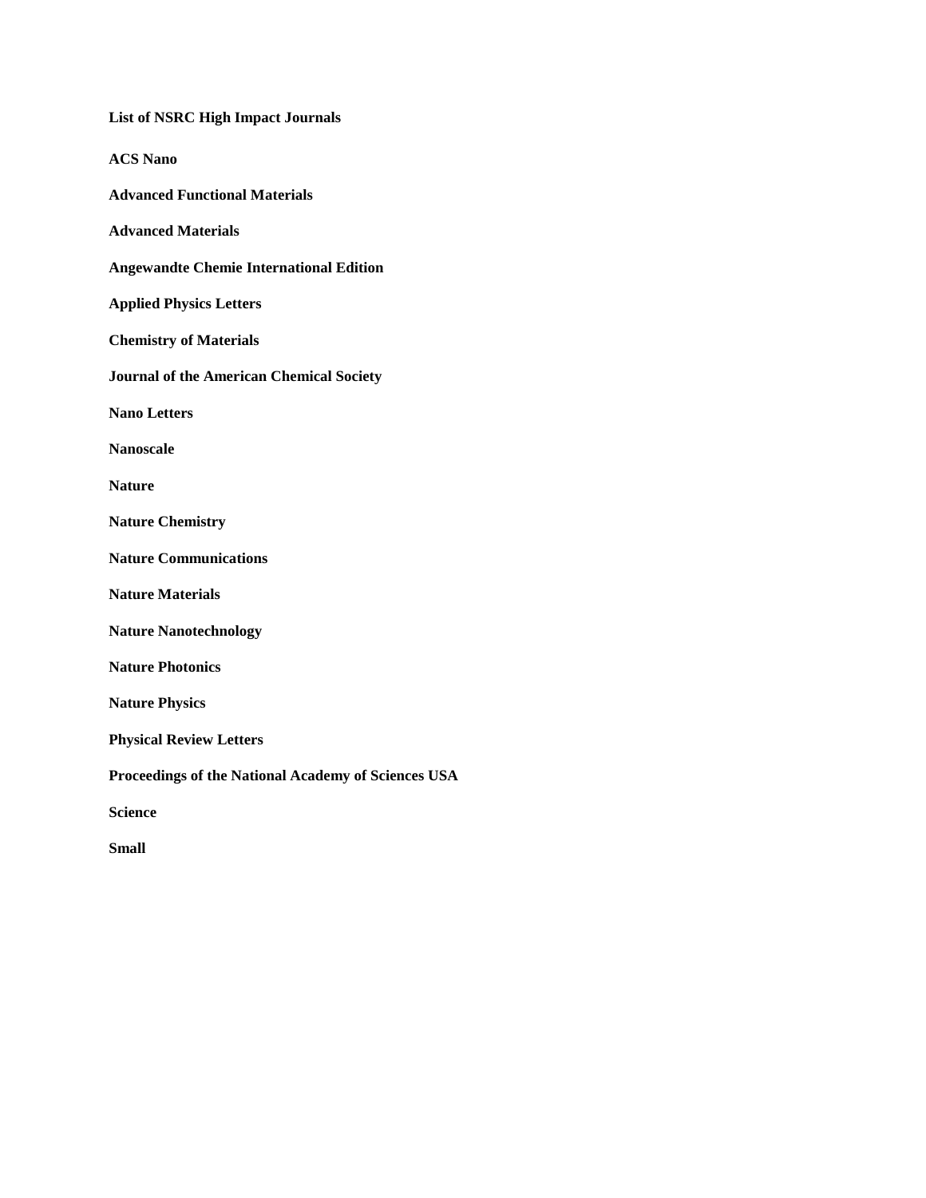**List of NSRC High Impact Journals**

**ACS Nano**

**Advanced Functional Materials**

**Advanced Materials**

**Angewandte Chemie International Edition**

**Applied Physics Letters**

**Chemistry of Materials**

**Journal of the American Chemical Society**

**Nano Letters**

**Nanoscale**

**Nature**

**Nature Chemistry**

**Nature Communications**

**Nature Materials**

**Nature Nanotechnology**

**Nature Photonics**

**Nature Physics**

**Physical Review Letters**

**Proceedings of the National Academy of Sciences USA**

**Science**

**Small**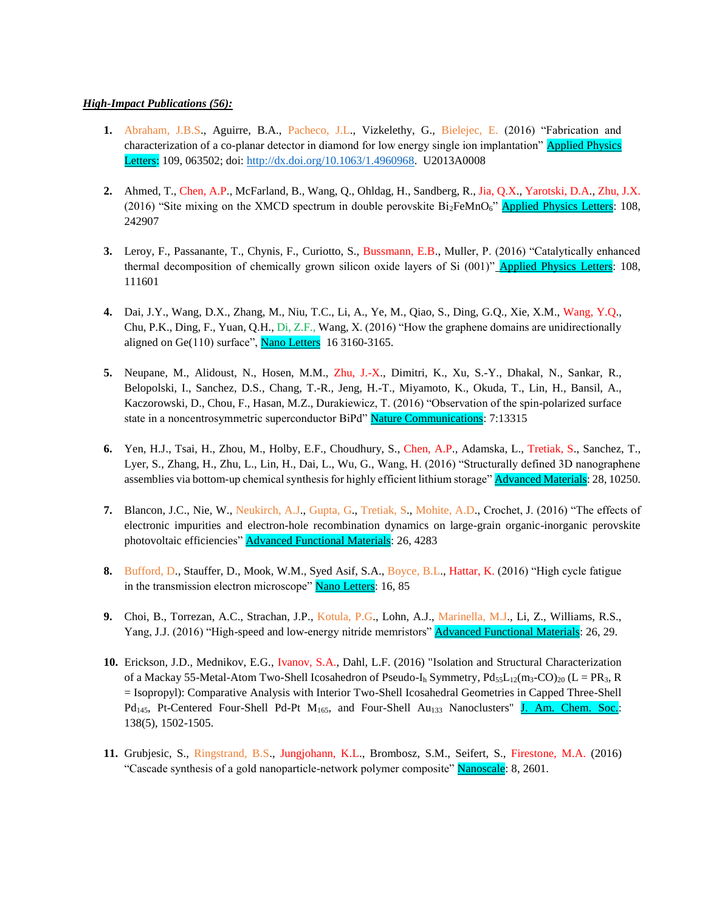***High-Impact Publications (56):***

1. Abraham, J.B.S., Aguirre, B.A., Pacheco, J.L., Vizkelethy, G., Bielejec, E. (2016) “Fabrication and characterization of a co-planar detector in diamond for low energy single ion implantation” Applied Physics Letters: 109, 063502; doi: http://dx.doi.org/10.1063/1.4960968. U2013A0008

2. Ahmed, T., Chen, A.P., McFarland, B., Wang, Q., Ohldag, H., Sandberg, R., Jia, Q.X., Yarotski, D.A., Zhu, J.X. (2016) “Site mixing on the XMCD spectrum in double perovskite $Bi_2FeMnO_6$” Applied Physics Letters: 108, 242907

3. Leroy, F., Passanante, T., Chynis, F., Curiotto, S., Bussmann, E.B., Muller, P. (2016) “Catalytically enhanced thermal decomposition of chemically grown silicon oxide layers of Si (001)” Applied Physics Letters: 108, 111601

4. Dai, J.Y., Wang, D.X., Zhang, M., Niu, T.C., Li, A., Ye, M., Qiao, S., Ding, G.Q., Xie, X.M., Wang, Y.Q., Chu, P.K., Ding, F., Yuan, Q.H., Di, Z.F., Wang, X. (2016) “How the graphene domains are unidirectionally aligned on Ge(110) surface”, Nano Letters 16 3160-3165.

5. Neupane, M., Alidoust, N., Hosen, M.M., Zhu, J.-X., Dimitri, K., Xu, S.-Y., Dhakal, N., Sankar, R., Belopolski, I., Sanchez, D.S., Chang, T.-R., Jeng, H.-T., Miyamoto, K., Okuda, T., Lin, H., Bansil, A., Kaczorowski, D., Chou, F., Hasan, M.Z., Durakiewicz, T. (2016) “Observation of the spin-polarized surface state in a noncentrosymmetric superconductor BiPd” Nature Communications: 7:13315

6. Yen, H.J., Tsai, H., Zhou, M., Holby, E.F., Choudhury, S., Chen, A.P., Adamska, L., Tretiak, S., Sanchez, T., Lyer, S., Zhang, H., Zhu, L., Lin, H., Dai, L., Wu, G., Wang, H. (2016) “Structurally defined 3D nanographene assemblies via bottom-up chemical synthesis for highly efficient lithium storage” Advanced Materials: 28, 10250.

7. Blancon, J.C., Nie, W., Neukirch, A.J., Gupta, G., Tretiak, S., Mohite, A.D., Crochet, J. (2016) “The effects of electronic impurities and electron-hole recombination dynamics on large-grain organic-inorganic perovskite photovoltaic efficiencies” Advanced Functional Materials: 26, 4283

8. Bufford, D., Stauffer, D., Mook, W.M., Syed Asif, S.A., Boyce, B.L., Hattar, K. (2016) “High cycle fatigue in the transmission electron microscope” Nano Letters: 16, 85

9. Choi, B., Torrezan, A.C., Strachan, J.P., Kotula, P.G., Lohn, A.J., Marinella, M.J., Li, Z., Williams, R.S., Yang, J.J. (2016) “High-speed and low-energy nitride memristors” Advanced Functional Materials: 26, 29.

10. Erickson, J.D., Mednikov, E.G., Ivanov, S.A., Dahl, L.F. (2016) "Isolation and Structural Characterization of a Mackay 55-Metal-Atom Two-Shell Icosahedron of Pseudo-$I_h$ Symmetry, $Pd_{55}L_{12}(m_3\text{-}CO)_{20}$ (L = $PR_3$, R = Isopropyl): Comparative Analysis with Interior Two-Shell Icosahedral Geometries in Capped Three-Shell $Pd_{145}$, Pt-Centered Four-Shell Pd-Pt $M_{165}$, and Four-Shell $Au_{133}$ Nanoclusters" J. Am. Chem. Soc.: 138(5), 1502-1505.

11. Grubjesic, S., Ringstrand, B.S., Jungjohann, K.L., Brombosz, S.M., Seifert, S., Firestone, M.A. (2016) “Cascade synthesis of a gold nanoparticle-network polymer composite” Nanoscale: 8, 2601.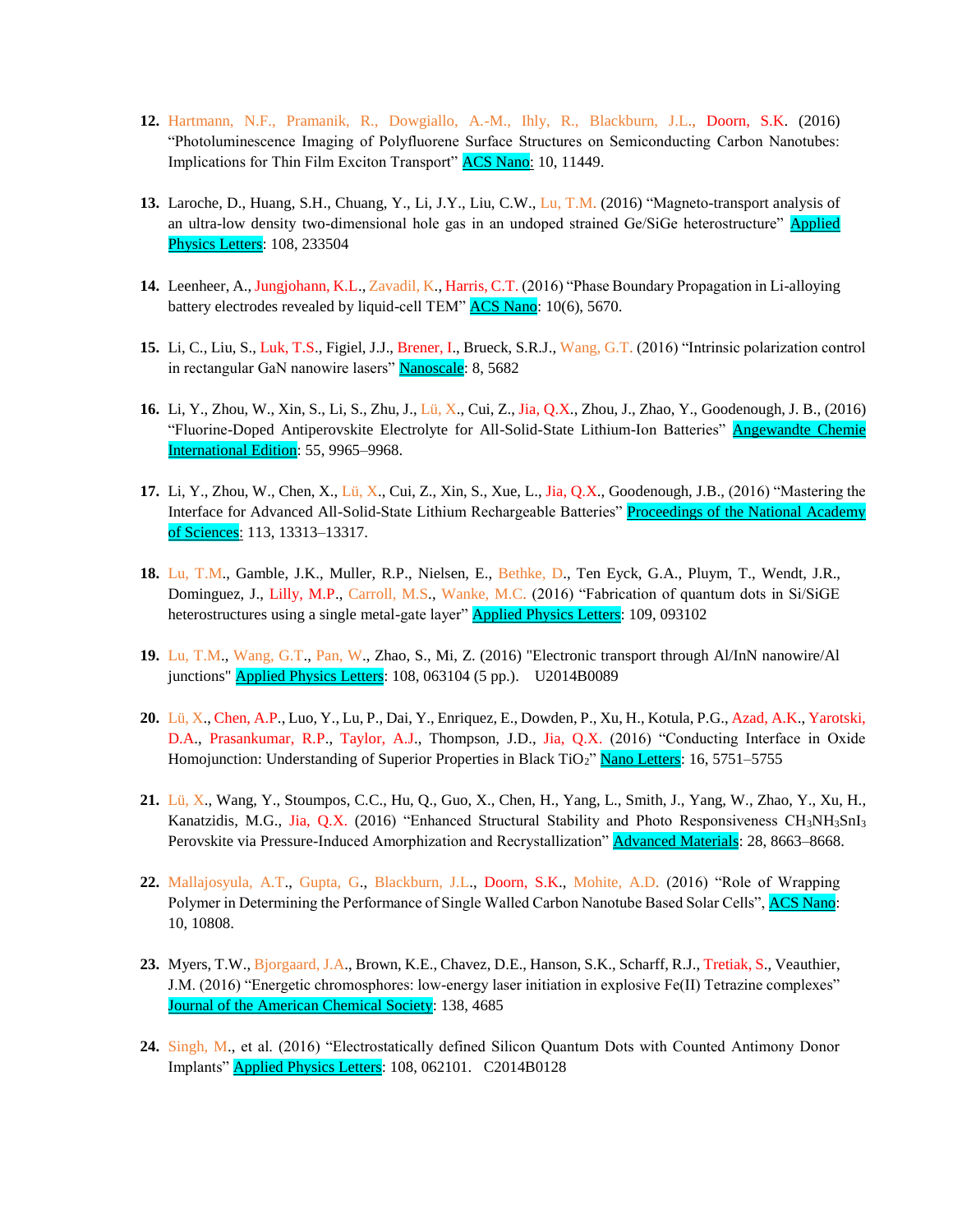12. Hartmann, N.F., Pramanik, R., Dowgiallo, A.-M., Ihly, R., Blackburn, J.L., Doorn, S.K. (2016) "Photoluminescence Imaging of Polyfluorene Surface Structures on Semiconducting Carbon Nanotubes: Implications for Thin Film Exciton Transport" ACS Nano: 10, 11449.

13. Laroche, D., Huang, S.H., Chuang, Y., Li, J.Y., Liu, C.W., Lu, T.M. (2016) "Magneto-transport analysis of an ultra-low density two-dimensional hole gas in an undoped strained Ge/SiGe heterostructure" Applied Physics Letters: 108, 233504

14. Leenheer, A., Jungjohann, K.L., Zavadil, K., Harris, C.T. (2016) "Phase Boundary Propagation in Li-alloying battery electrodes revealed by liquid-cell TEM" ACS Nano: 10(6), 5670.

15. Li, C., Liu, S., Luk, T.S., Figiel, J.J., Brener, I., Brueck, S.R.J., Wang, G.T. (2016) "Intrinsic polarization control in rectangular GaN nanowire lasers" Nanoscale: 8, 5682

16. Li, Y., Zhou, W., Xin, S., Li, S., Zhu, J., Lü, X., Cui, Z., Jia, Q.X., Zhou, J., Zhao, Y., Goodenough, J. B., (2016) "Fluorine-Doped Antiperovskite Electrolyte for All-Solid-State Lithium-Ion Batteries" Angewandte Chemie International Edition: 55, 9965–9968.

17. Li, Y., Zhou, W., Chen, X., Lü, X., Cui, Z., Xin, S., Xue, L., Jia, Q.X., Goodenough, J.B., (2016) "Mastering the Interface for Advanced All-Solid-State Lithium Rechargeable Batteries" Proceedings of the National Academy of Sciences: 113, 13313–13317.

18. Lu, T.M., Gamble, J.K., Muller, R.P., Nielsen, E., Bethke, D., Ten Eyck, G.A., Pluym, T., Wendt, J.R., Dominguez, J., Lilly, M.P., Carroll, M.S., Wanke, M.C. (2016) "Fabrication of quantum dots in Si/SiGE heterostructures using a single metal-gate layer" Applied Physics Letters: 109, 093102

19. Lu, T.M., Wang, G.T., Pan, W., Zhao, S., Mi, Z. (2016) "Electronic transport through Al/InN nanowire/Al junctions" Applied Physics Letters: 108, 063104 (5 pp.). U2014B0089

20. Lü, X., Chen, A.P., Luo, Y., Lu, P., Dai, Y., Enriquez, E., Dowden, P., Xu, H., Kotula, P.G., Azad, A.K., Yarotski, D.A., Prasankumar, R.P., Taylor, A.J., Thompson, J.D., Jia, Q.X. (2016) "Conducting Interface in Oxide Homojunction: Understanding of Superior Properties in Black $TiO_2$" Nano Letters: 16, 5751–5755

21. Lü, X., Wang, Y., Stoumpos, C.C., Hu, Q., Guo, X., Chen, H., Yang, L., Smith, J., Yang, W., Zhao, Y., Xu, H., Kanatzidis, M.G., Jia, Q.X. (2016) "Enhanced Structural Stability and Photo Responsiveness $CH_3NH_3SnI_3$ Perovskite via Pressure-Induced Amorphization and Recrystallization" Advanced Materials: 28, 8663–8668.

22. Mallajosyula, A.T., Gupta, G., Blackburn, J.L., Doorn, S.K., Mohite, A.D. (2016) "Role of Wrapping Polymer in Determining the Performance of Single Walled Carbon Nanotube Based Solar Cells", ACS Nano: 10, 10808.

23. Myers, T.W., Bjorgaard, J.A., Brown, K.E., Chavez, D.E., Hanson, S.K., Scharff, R.J., Tretiak, S., Veauthier, J.M. (2016) "Energetic chromosphores: low-energy laser initiation in explosive Fe(II) Tetrazine complexes" Journal of the American Chemical Society: 138, 4685

24. Singh, M., et al. (2016) "Electrostatically defined Silicon Quantum Dots with Counted Antimony Donor Implants" Applied Physics Letters: 108, 062101. C2014B0128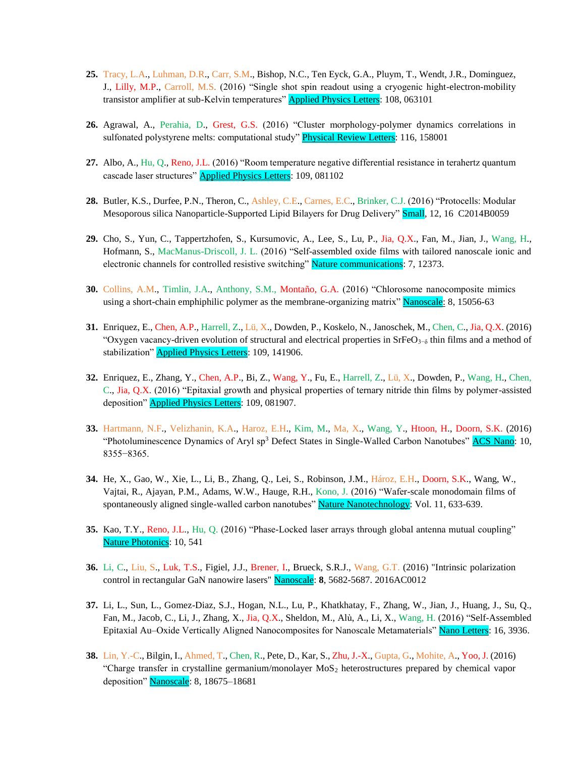25. Tracy, L.A., Luhman, D.R., Carr, S.M., Bishop, N.C., Ten Eyck, G.A., Pluym, T., Wendt, J.R., Dominguez, J., Lilly, M.P., Carroll, M.S. (2016) "Single shot spin readout using a cryogenic hight-electron-mobility transistor amplifier at sub-Kelvin temperatures" Applied Physics Letters: 108, 063101

26. Agrawal, A., Perahia, D., Grest, G.S. (2016) "Cluster morphology-polymer dynamics correlations in sulfonated polystyrene melts: computational study" Physical Review Letters: 116, 158001

27. Albo, A., Hu, Q., Reno, J.L. (2016) "Room temperature negative differential resistance in terahertz quantum cascade laser structures" Applied Physics Letters: 109, 081102

28. Butler, K.S., Durfee, P.N., Theron, C., Ashley, C.E., Carnes, E.C., Brinker, C.J. (2016) "Protocells: Modular Mesoporous silica Nanoparticle-Supported Lipid Bilayers for Drug Delivery" Small, 12, 16 C2014B0059

29. Cho, S., Yun, C., Tappertzhofen, S., Kursumovic, A., Lee, S., Lu, P., Jia, Q.X., Fan, M., Jian, J., Wang, H., Hofmann, S., MacManus-Driscoll, J. L. (2016) "Self-assembled oxide films with tailored nanoscale ionic and electronic channels for controlled resistive switching" Nature communications: 7, 12373.

30. Collins, A.M., Timlin, J.A., Anthony, S.M., Montaño, G.A. (2016) "Chlorosome nanocomposite mimics using a short-chain emphiphilic polymer as the membrane-organizing matrix" Nanoscale: 8, 15056-63

31. Enriquez, E., Chen, A.P., Harrell, Z., Lü, X., Dowden, P., Koskelo, N., Janoschek, M., Chen, C., Jia, Q.X. (2016) "Oxygen vacancy-driven evolution of structural and electrical properties in $SrFeO_{3-\delta}$ thin films and a method of stabilization" Applied Physics Letters: 109, 141906.

32. Enriquez, E., Zhang, Y., Chen, A.P., Bi, Z., Wang, Y., Fu, E., Harrell, Z., Lü, X., Dowden, P., Wang, H., Chen, C., Jia, Q.X. (2016) "Epitaxial growth and physical properties of ternary nitride thin films by polymer-assisted deposition" Applied Physics Letters: 109, 081907.

33. Hartmann, N.F., Velizhanin, K.A., Haroz, E.H., Kim, M., Ma, X., Wang, Y., Htoon, H., Doorn, S.K. (2016) "Photoluminescence Dynamics of Aryl $sp^3$ Defect States in Single-Walled Carbon Nanotubes" ACS Nano: 10, 8355−8365.

34. He, X., Gao, W., Xie, L., Li, B., Zhang, Q., Lei, S., Robinson, J.M., Hároz, E.H., Doorn, S.K., Wang, W., Vajtai, R., Ajayan, P.M., Adams, W.W., Hauge, R.H., Kono, J. (2016) "Wafer-scale monodomain films of spontaneously aligned single-walled carbon nanotubes" Nature Nanotechnology: Vol. 11, 633-639.

35. Kao, T.Y., Reno, J.L., Hu, Q. (2016) "Phase-Locked laser arrays through global antenna mutual coupling" Nature Photonics: 10, 541

36. Li, C., Liu, S., Luk, T.S., Figiel, J.J., Brener, I., Brueck, S.R.J., Wang, G.T. (2016) "Intrinsic polarization control in rectangular GaN nanowire lasers" Nanoscale: **8**, 5682-5687. 2016AC0012

37. Li, L., Sun, L., Gomez-Diaz, S.J., Hogan, N.L., Lu, P., Khatkhatay, F., Zhang, W., Jian, J., Huang, J., Su, Q., Fan, M., Jacob, C., Li, J., Zhang, X., Jia, Q.X., Sheldon, M., Alù, A., Li, X., Wang, H. (2016) "Self-Assembled Epitaxial Au–Oxide Vertically Aligned Nanocomposites for Nanoscale Metamaterials" Nano Letters: 16, 3936.

38. Lin, Y.-C., Bilgin, I., Ahmed, T., Chen, R., Pete, D., Kar, S., Zhu, J.-X., Gupta, G., Mohite, A., Yoo, J. (2016) "Charge transfer in crystalline germanium/monolayer $MoS_2$ heterostructures prepared by chemical vapor deposition" Nanoscale: 8, 18675–18681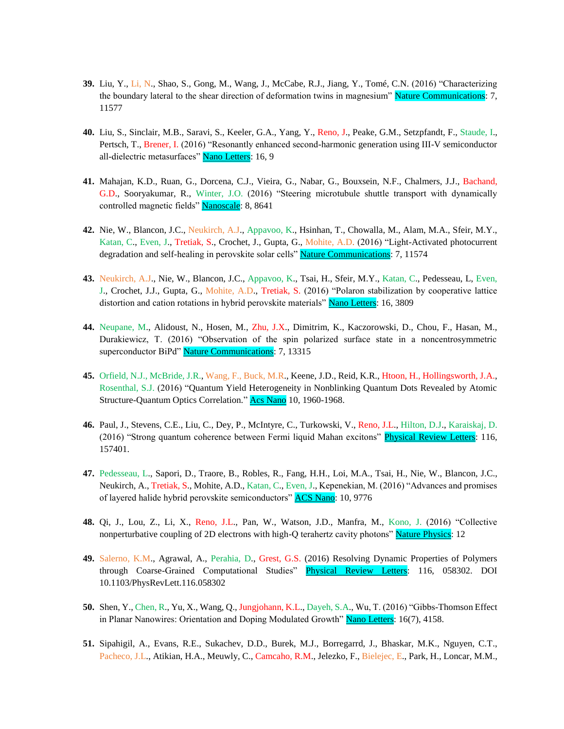39. Liu, Y., Li, N., Shao, S., Gong, M., Wang, J., McCabe, R.J., Jiang, Y., Tomé, C.N. (2016) "Characterizing the boundary lateral to the shear direction of deformation twins in magnesium" Nature Communications: 7, 11577

40. Liu, S., Sinclair, M.B., Saravi, S., Keeler, G.A., Yang, Y., Reno, J., Peake, G.M., Setzpfandt, F., Staude, I., Pertsch, T., Brener, I. (2016) "Resonantly enhanced second-harmonic generation using III-V semiconductor all-dielectric metasurfaces" Nano Letters: 16, 9

41. Mahajan, K.D., Ruan, G., Dorcena, C.J., Vieira, G., Nabar, G., Bouxsein, N.F., Chalmers, J.J., Bachand, G.D., Sooryakumar, R., Winter, J.O. (2016) "Steering microtubule shuttle transport with dynamically controlled magnetic fields" Nanoscale: 8, 8641

42. Nie, W., Blancon, J.C., Neukirch, A.J., Appavoo, K., Hsinhan, T., Chowalla, M., Alam, M.A., Sfeir, M.Y., Katan, C., Even, J., Tretiak, S., Crochet, J., Gupta, G., Mohite, A.D. (2016) "Light-Activated photocurrent degradation and self-healing in perovskite solar cells" Nature Communications: 7, 11574

43. Neukirch, A.J., Nie, W., Blancon, J.C., Appavoo, K., Tsai, H., Sfeir, M.Y., Katan, C., Pedesseau, L, Even, J., Crochet, J.J., Gupta, G., Mohite, A.D., Tretiak, S. (2016) "Polaron stabilization by cooperative lattice distortion and cation rotations in hybrid perovskite materials" Nano Letters: 16, 3809

44. Neupane, M., Alidoust, N., Hosen, M., Zhu, J.X., Dimitrim, K., Kaczorowski, D., Chou, F., Hasan, M., Durakiewicz, T. (2016) "Observation of the spin polarized surface state in a noncentrosymmetric superconductor BiPd" Nature Communications: 7, 13315

45. Orfield, N.J., McBride, J.R., Wang, F., Buck, M.R., Keene, J.D., Reid, K.R., Htoon, H., Hollingsworth, J.A., Rosenthal, S.J. (2016) "Quantum Yield Heterogeneity in Nonblinking Quantum Dots Revealed by Atomic Structure-Quantum Optics Correlation." Acs Nano 10, 1960-1968.

46. Paul, J., Stevens, C.E., Liu, C., Dey, P., McIntyre, C., Turkowski, V., Reno, J.L., Hilton, D.J., Karaiskaj, D. (2016) "Strong quantum coherence between Fermi liquid Mahan excitons" Physical Review Letters: 116, 157401.

47. Pedesseau, L., Sapori, D., Traore, B., Robles, R., Fang, H.H., Loi, M.A., Tsai, H., Nie, W., Blancon, J.C., Neukirch, A., Tretiak, S., Mohite, A.D., Katan, C., Even, J., Kepenekian, M. (2016) "Advances and promises of layered halide hybrid perovskite semiconductors" ACS Nano: 10, 9776

48. Qi, J., Lou, Z., Li, X., Reno, J.L., Pan, W., Watson, J.D., Manfra, M., Kono, J. (2016) "Collective nonperturbative coupling of 2D electrons with high-Q terahertz cavity photons" Nature Physics: 12

49. Salerno, K.M., Agrawal, A., Perahia, D., Grest, G.S. (2016) Resolving Dynamic Properties of Polymers through Coarse-Grained Computational Studies" Physical Review Letters: 116, 058302. DOI 10.1103/PhysRevLett.116.058302

50. Shen, Y., Chen, R., Yu, X., Wang, Q., Jungjohann, K.L., Dayeh, S.A., Wu, T. (2016) "Gibbs-Thomson Effect in Planar Nanowires: Orientation and Doping Modulated Growth" Nano Letters: 16(7), 4158.

51. Sipahigil, A., Evans, R.E., Sukachev, D.D., Burek, M.J., Borregarrd, J., Bhaskar, M.K., Nguyen, C.T., Pacheco, J.L., Atikian, H.A., Meuwly, C., Camcaho, R.M., Jelezko, F., Bielejec, E., Park, H., Loncar, M.M.,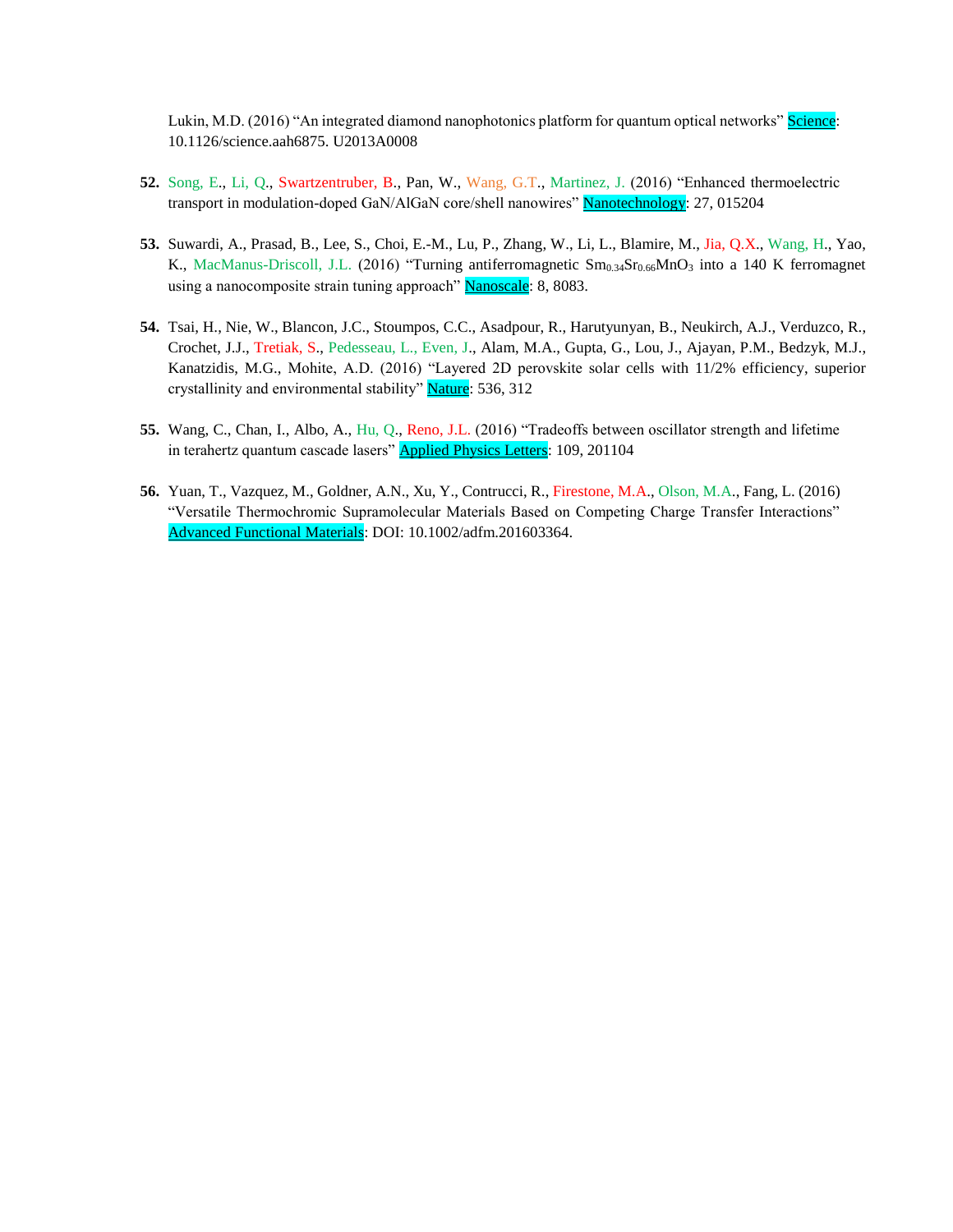Lukin, M.D. (2016) “An integrated diamond nanophotonics platform for quantum optical networks” Science: 10.1126/science.aah6875. U2013A0008

**52.** Song, E., Li, Q., Swartzentruber, B., Pan, W., Wang, G.T., Martinez, J. (2016) “Enhanced thermoelectric transport in modulation-doped GaN/AlGaN core/shell nanowires” Nanotechnology: 27, 015204

**53.** Suwardi, A., Prasad, B., Lee, S., Choi, E.-M., Lu, P., Zhang, W., Li, L., Blamire, M., Jia, Q.X., Wang, H., Yao, K., MacManus-Driscoll, J.L. (2016) “Turning antiferromagnetic $Sm_{0.34}Sr_{0.66}MnO_3$ into a 140 K ferromagnet using a nanocomposite strain tuning approach” Nanoscale: 8, 8083.

**54.** Tsai, H., Nie, W., Blancon, J.C., Stoumpos, C.C., Asadpour, R., Harutyunyan, B., Neukirch, A.J., Verduzco, R., Crochet, J.J., Tretiak, S., Pedesseau, L., Even, J., Alam, M.A., Gupta, G., Lou, J., Ajayan, P.M., Bedzyk, M.J., Kanatzidis, M.G., Mohite, A.D. (2016) “Layered 2D perovskite solar cells with 11/2% efficiency, superior crystallinity and environmental stability” Nature: 536, 312

**55.** Wang, C., Chan, I., Albo, A., Hu, Q., Reno, J.L. (2016) “Tradeoffs between oscillator strength and lifetime in terahertz quantum cascade lasers” Applied Physics Letters: 109, 201104

**56.** Yuan, T., Vazquez, M., Goldner, A.N., Xu, Y., Contrucci, R., Firestone, M.A., Olson, M.A., Fang, L. (2016) “Versatile Thermochromic Supramolecular Materials Based on Competing Charge Transfer Interactions” Advanced Functional Materials: DOI: 10.1002/adfm.201603364.